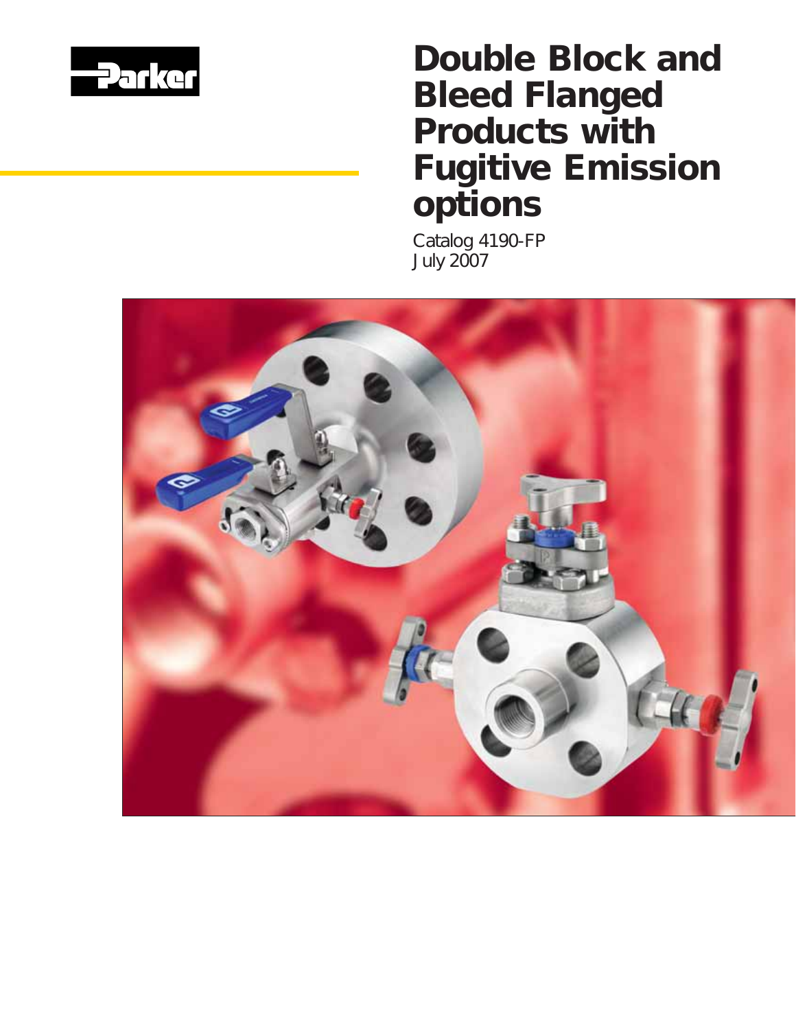Parker

# Double Block and Bleed Flanged Products with Fugitive Emission options

Catalog 4190-FP
July 2007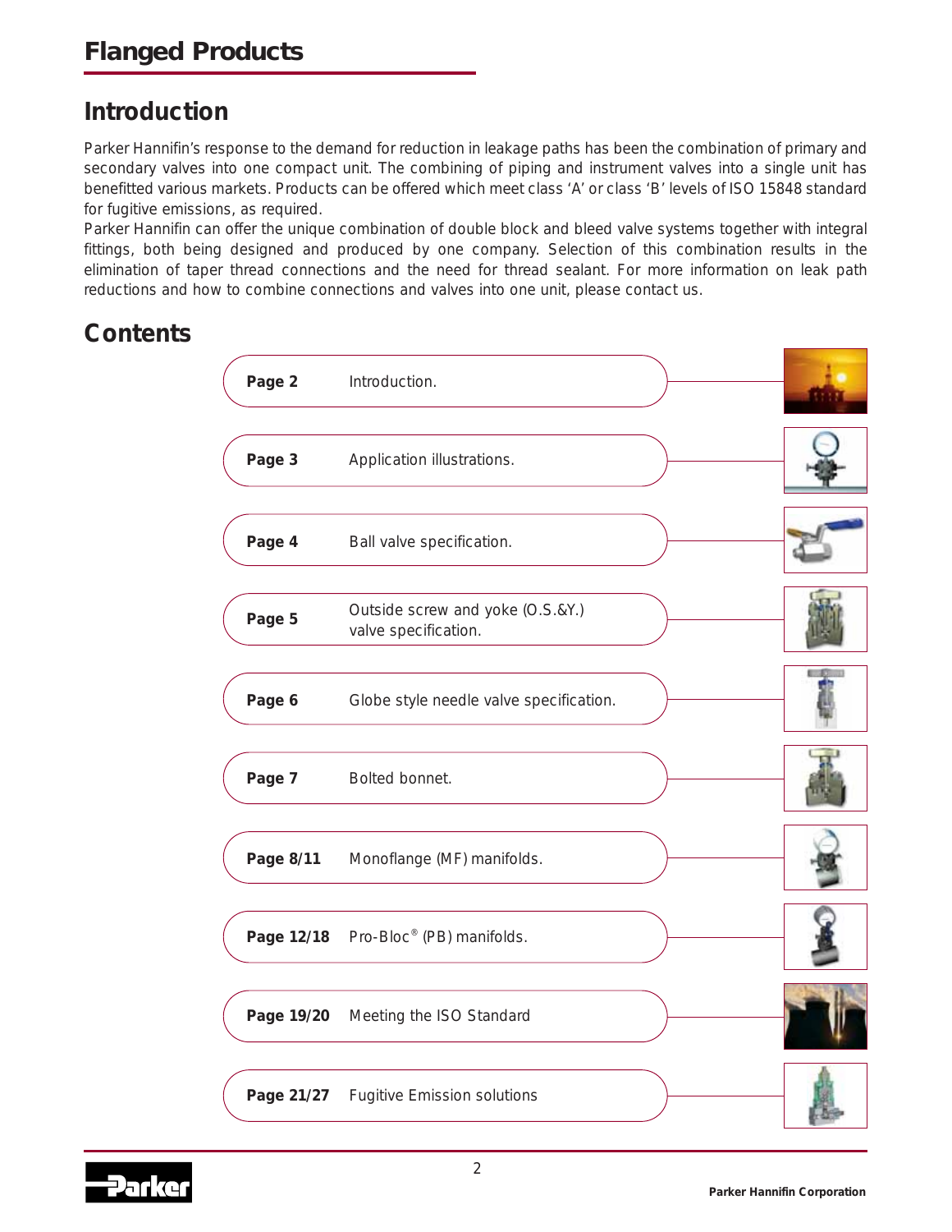# Flanged Products

## Introduction

Parker Hannifin's response to the demand for reduction in leakage paths has been the combination of primary and secondary valves into one compact unit. The combining of piping and instrument valves into a single unit has benefitted various markets. Products can be offered which meet class 'A' or class 'B' levels of ISO 15848 standard for fugitive emissions, as required.

Parker Hannifin can offer the unique combination of double block and bleed valve systems together with integral fittings, both being designed and produced by one company. Selection of this combination results in the elimination of taper thread connections and the need for thread sealant. For more information on leak path reductions and how to combine connections and valves into one unit, please contact us.

## Contents

| | |
|---|---|
| **Page 2** | Introduction. |
| **Page 3** | Application illustrations. |
| **Page 4** | Ball valve specification. |
| **Page 5** | Outside screw and yoke (O.S.&Y.) valve specification. |
| **Page 6** | Globe style needle valve specification. |
| **Page 7** | Bolted bonnet. |
| **Page 8/11** | Monoflange (MF) manifolds. |
| **Page 12/18** | Pro-Bloc® (PB) manifolds. |
| **Page 19/20** | Meeting the ISO Standard |
| **Page 21/27** | Fugitive Emission solutions |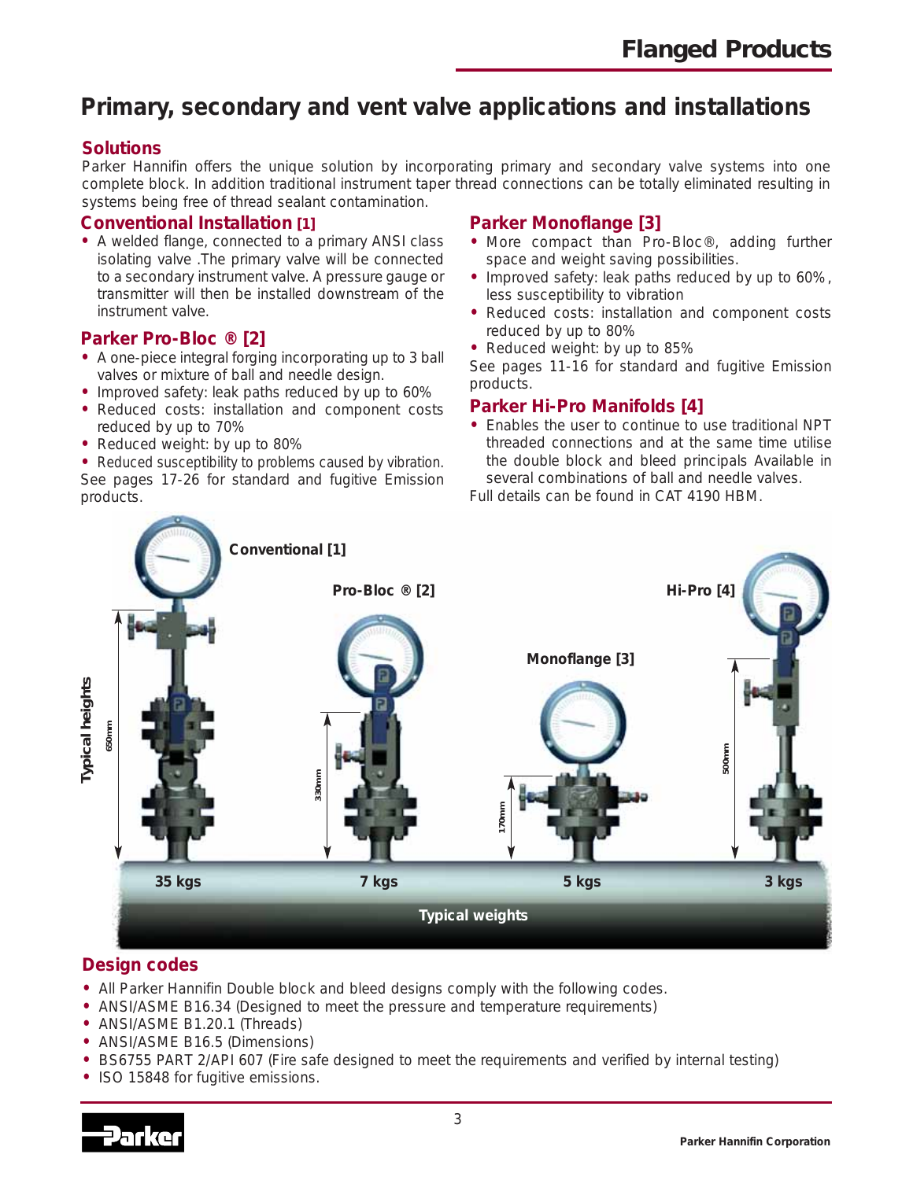# Primary, secondary and vent valve applications and installations

## Solutions

Parker Hannifin offers the unique solution by incorporating primary and secondary valve systems into one complete block. In addition traditional instrument taper thread connections can be totally eliminated resulting in systems being free of thread sealant contamination.

## Conventional Installation [1]

- A welded flange, connected to a primary ANSI class isolating valve .The primary valve will be connected to a secondary instrument valve. A pressure gauge or transmitter will then be installed downstream of the instrument valve.

## Parker Pro-Bloc ® [2]

- A one-piece integral forging incorporating up to 3 ball valves or mixture of ball and needle design.
- Improved safety: leak paths reduced by up to 60%
- Reduced costs: installation and component costs reduced by up to 70%
- Reduced weight: by up to 80%
- Reduced susceptibility to problems caused by vibration.

See pages 17-26 for standard and fugitive Emission products.

## Parker Monoflange [3]

- More compact than Pro-Bloc®, adding further space and weight saving possibilities.
- Improved safety: leak paths reduced by up to 60%, less susceptibility to vibration
- Reduced costs: installation and component costs reduced by up to 80%
- Reduced weight: by up to 85%

See pages 11-16 for standard and fugitive Emission products.

## Parker Hi-Pro Manifolds [4]

- Enables the user to continue to use traditional NPT threaded connections and at the same time utilise the double block and bleed principals Available in several combinations of ball and needle valves.

Full details can be found in CAT 4190 HBM.

Typical heights / Typical weights

| | Conventional [1] | Pro-Bloc ® [2] | Monoflange [3] | Hi-Pro [4] |
|---|---|---|---|---|
| Typical height | 650mm | 330mm | 170mm | 500mm |
| Typical weight | 35 kgs | 7 kgs | 5 kgs | 3 kgs |

## Design codes

- All Parker Hannifin Double block and bleed designs comply with the following codes.
- ANSI/ASME B16.34 (Designed to meet the pressure and temperature requirements)
- ANSI/ASME B1.20.1 (Threads)
- ANSI/ASME B16.5 (Dimensions)
- BS6755 PART 2/API 607 (Fire safe designed to meet the requirements and verified by internal testing)
- ISO 15848 for fugitive emissions.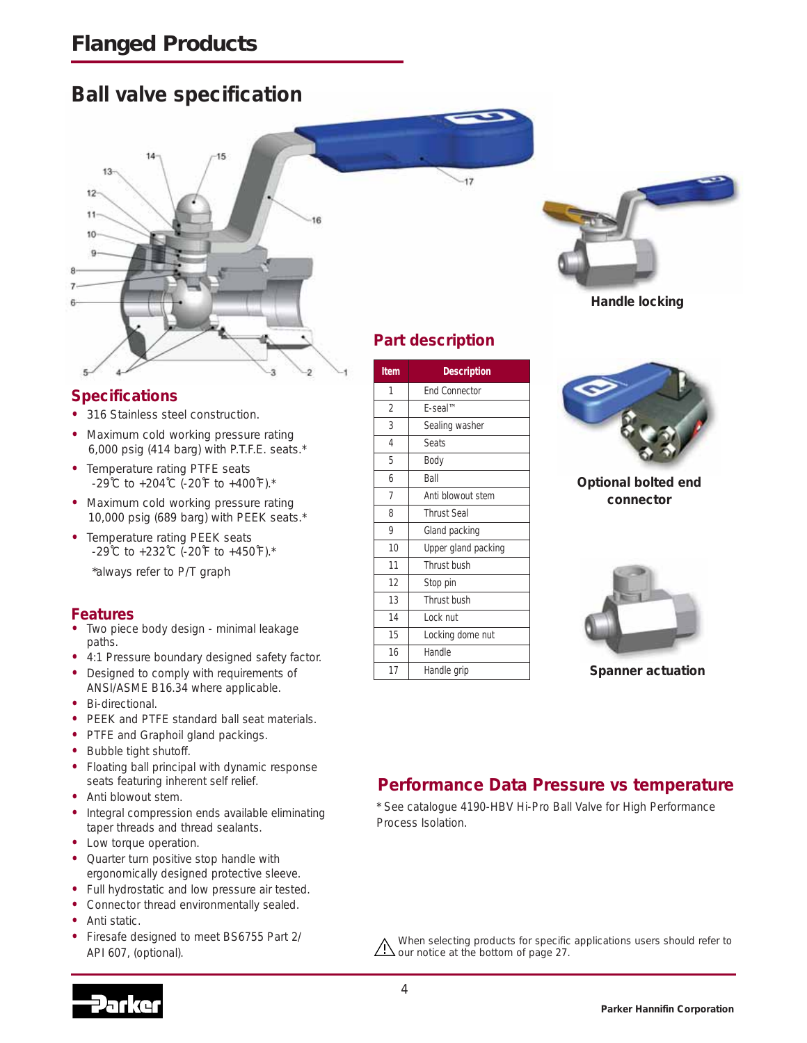# Flanged Products

## Ball valve specification

Handle locking

## Part description

| Item | Description |
|---|---|
| 1 | End Connector |
| 2 | E-seal™ |
| 3 | Sealing washer |
| 4 | Seats |
| 5 | Body |
| 6 | Ball |
| 7 | Anti blowout stem |
| 8 | Thrust Seal |
| 9 | Gland packing |
| 10 | Upper gland packing |
| 11 | Thrust bush |
| 12 | Stop pin |
| 13 | Thrust bush |
| 14 | Lock nut |
| 15 | Locking dome nut |
| 16 | Handle |
| 17 | Handle grip |

Optional bolted end connector

Spanner actuation

## Specifications

- 316 Stainless steel construction.
- Maximum cold working pressure rating 6,000 psig (414 barg) with P.T.F.E. seats.*
- Temperature rating PTFE seats -29°C to +204°C (-20°F to +400°F).*
- Maximum cold working pressure rating 10,000 psig (689 barg) with PEEK seats.*
- Temperature rating PEEK seats -29°C to +232°C (-20°F to +450°F).*

  *always refer to P/T graph

## Features

- Two piece body design - minimal leakage paths.
- 4:1 Pressure boundary designed safety factor.
- Designed to comply with requirements of ANSI/ASME B16.34 where applicable.
- Bi-directional.
- PEEK and PTFE standard ball seat materials.
- PTFE and Graphoil gland packings.
- Bubble tight shutoff.
- Floating ball principal with dynamic response seats featuring inherent self relief.
- Anti blowout stem.
- Integral compression ends available eliminating taper threads and thread sealants.
- Low torque operation.
- Quarter turn positive stop handle with ergonomically designed protective sleeve.
- Full hydrostatic and low pressure air tested.
- Connector thread environmentally sealed.
- Anti static.
- Firesafe designed to meet BS6755 Part 2/ API 607, (optional).

## Performance Data Pressure vs temperature

* See catalogue 4190-HBV Hi-Pro Ball Valve for High Performance Process Isolation.

⚠ When selecting products for specific applications users should refer to our notice at the bottom of page 27.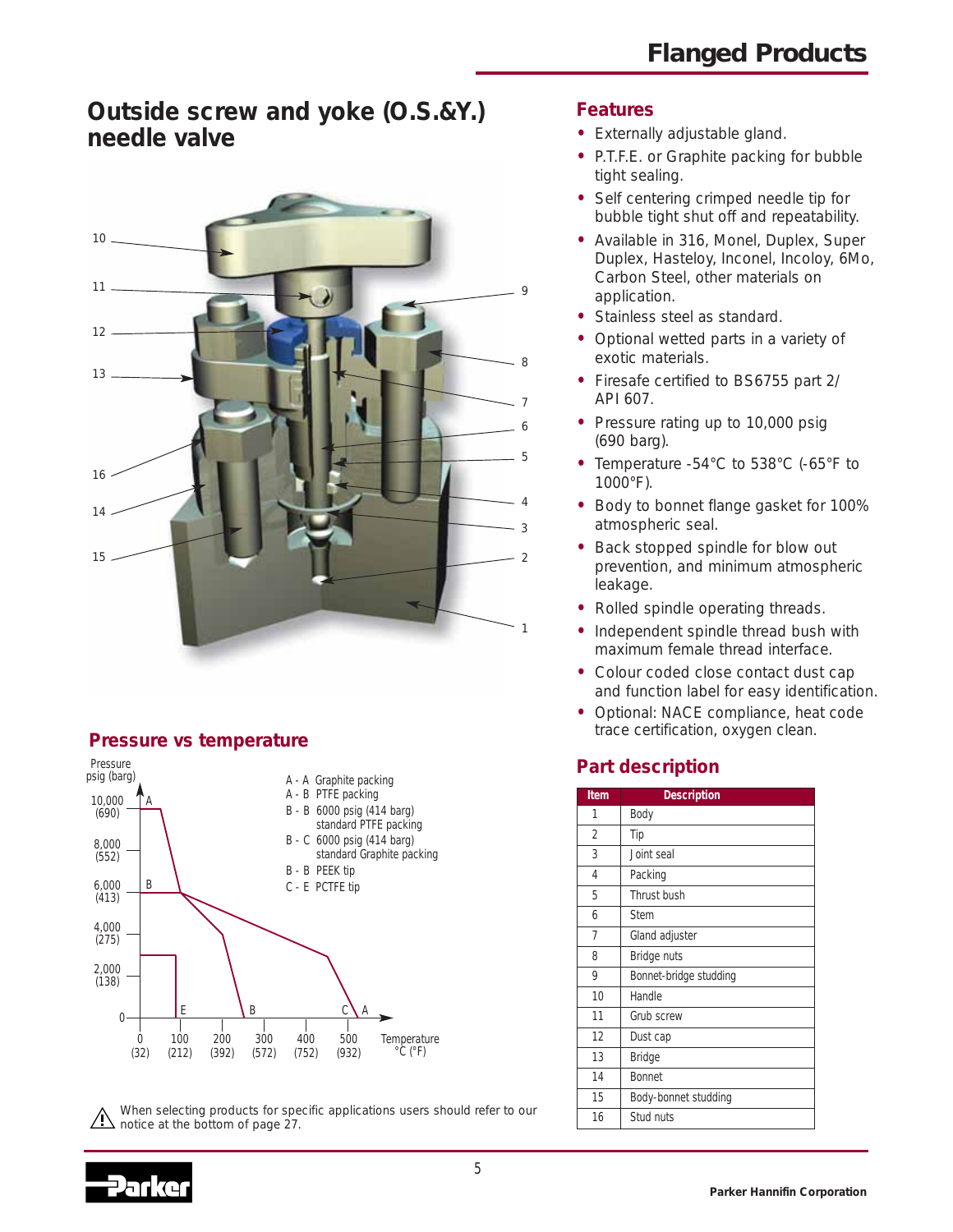# Outside screw and yoke (O.S.&Y.) needle valve

## Pressure vs temperature

A - A Graphite packing
A - B PTFE packing
B - B 6000 psig (414 barg) standard PTFE packing
B - C 6000 psig (414 barg) standard Graphite packing
B - B PEEK tip
C - E PCTFE tip

⚠ When selecting products for specific applications users should refer to our notice at the bottom of page 27.

## Features

- Externally adjustable gland.
- P.T.F.E. or Graphite packing for bubble tight sealing.
- Self centering crimped needle tip for bubble tight shut off and repeatability.
- Available in 316, Monel, Duplex, Super Duplex, Hasteloy, Inconel, Incoloy, 6Mo, Carbon Steel, other materials on application.
- Stainless steel as standard.
- Optional wetted parts in a variety of exotic materials.
- Firesafe certified to BS6755 part 2/ API 607.
- Pressure rating up to 10,000 psig (690 barg).
- Temperature -54°C to 538°C (-65°F to 1000°F).
- Body to bonnet flange gasket for 100% atmospheric seal.
- Back stopped spindle for blow out prevention, and minimum atmospheric leakage.
- Rolled spindle operating threads.
- Independent spindle thread bush with maximum female thread interface.
- Colour coded close contact dust cap and function label for easy identification.
- Optional: NACE compliance, heat code trace certification, oxygen clean.

## Part description

| Item | Description |
|---|---|
| 1 | Body |
| 2 | Tip |
| 3 | Joint seal |
| 4 | Packing |
| 5 | Thrust bush |
| 6 | Stem |
| 7 | Gland adjuster |
| 8 | Bridge nuts |
| 9 | Bonnet-bridge studding |
| 10 | Handle |
| 11 | Grub screw |
| 12 | Dust cap |
| 13 | Bridge |
| 14 | Bonnet |
| 15 | Body-bonnet studding |
| 16 | Stud nuts |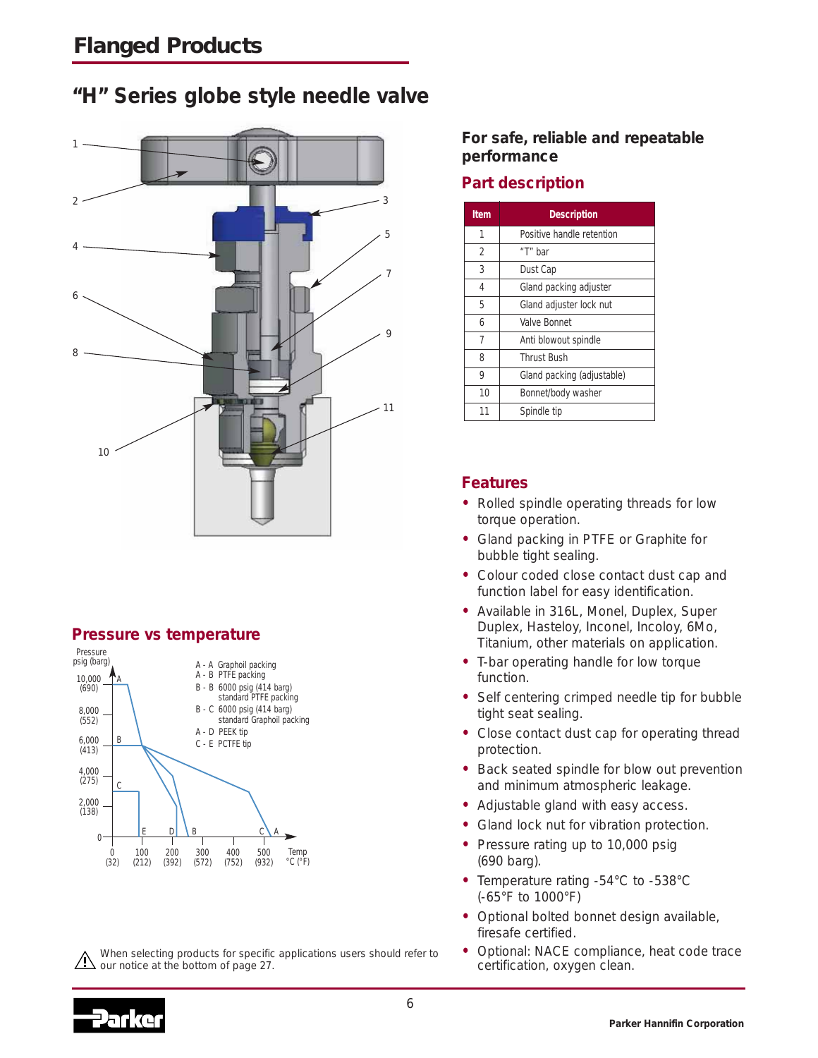# Flanged Products

## "H" Series globe style needle valve

### For safe, reliable and repeatable performance

### Part description

| Item | Description |
|---|---|
| 1 | Positive handle retention |
| 2 | "T" bar |
| 3 | Dust Cap |
| 4 | Gland packing adjuster |
| 5 | Gland adjuster lock nut |
| 6 | Valve Bonnet |
| 7 | Anti blowout spindle |
| 8 | Thrust Bush |
| 9 | Gland packing (adjustable) |
| 10 | Bonnet/body washer |
| 11 | Spindle tip |

### Pressure vs temperature

Pressure psig (barg)

- A - A Graphoil packing
- A - B PTFE packing
- B - B 6000 psig (414 barg) standard PTFE packing
- B - C 6000 psig (414 barg) standard Graphoil packing
- A - D PEEK tip
- C - E PCTFE tip

Temp °C (°F)

### Features

- Rolled spindle operating threads for low torque operation.
- Gland packing in PTFE or Graphite for bubble tight sealing.
- Colour coded close contact dust cap and function label for easy identification.
- Available in 316L, Monel, Duplex, Super Duplex, Hasteloy, Inconel, Incoloy, 6Mo, Titanium, other materials on application.
- T-bar operating handle for low torque function.
- Self centering crimped needle tip for bubble tight seat sealing.
- Close contact cap for operating thread protection.
- Back seated spindle for blow out prevention and minimum atmospheric leakage.
- Adjustable gland with easy access.
- Gland lock nut for vibration protection.
- Pressure rating up to 10,000 psig (690 barg).
- Temperature rating -54°C to -538°C (-65°F to 1000°F)
- Optional bolted bonnet design available, firesafe certified.
- Optional: NACE compliance, heat code trace certification, oxygen clean.

When selecting products for specific applications users should refer to our notice at the bottom of page 27.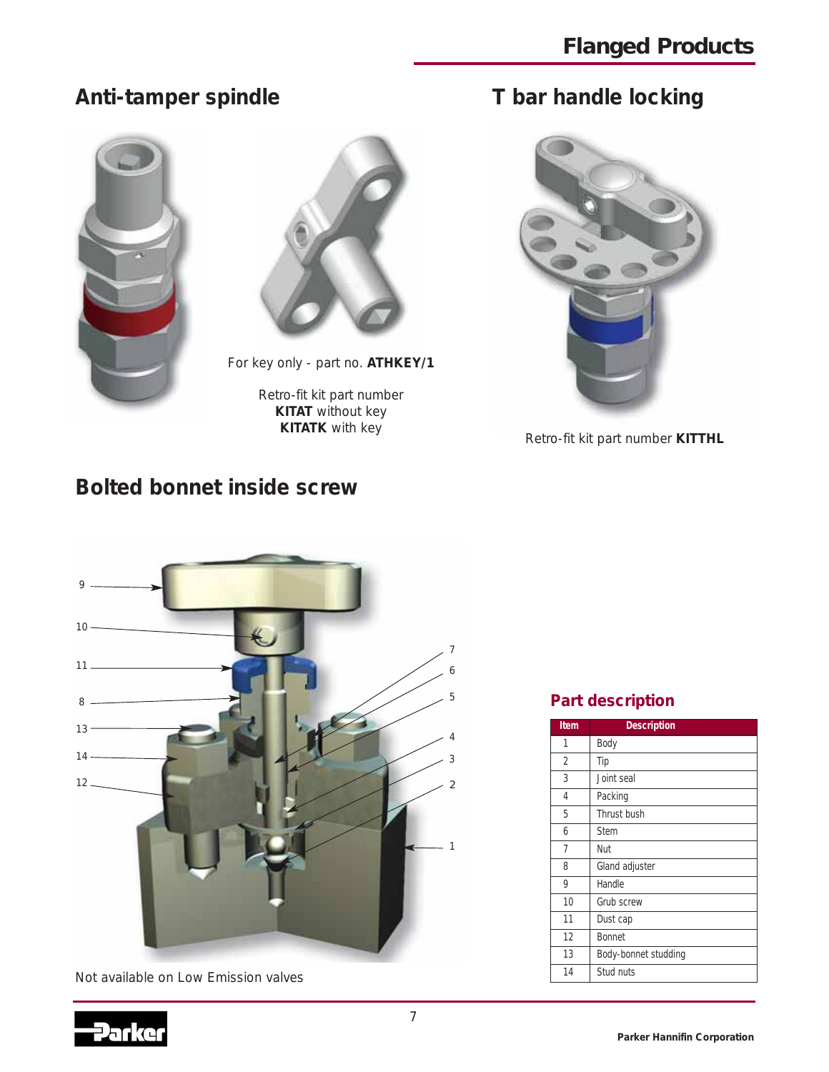## Anti-tamper spindle

For key only - part no. **ATHKEY/1**

Retro-fit kit part number
**KITAT** without key
**KITATK** with key

## T bar handle locking

Retro-fit kit part number **KITTHL**

## Bolted bonnet inside screw

Not available on Low Emission valves

### Part description

| Item | Description |
|---|---|
| 1 | Body |
| 2 | Tip |
| 3 | Joint seal |
| 4 | Packing |
| 5 | Thrust bush |
| 6 | Stem |
| 7 | Nut |
| 8 | Gland adjuster |
| 9 | Handle |
| 10 | Grub screw |
| 11 | Dust cap |
| 12 | Bonnet |
| 13 | Body-bonnet studding |
| 14 | Stud nuts |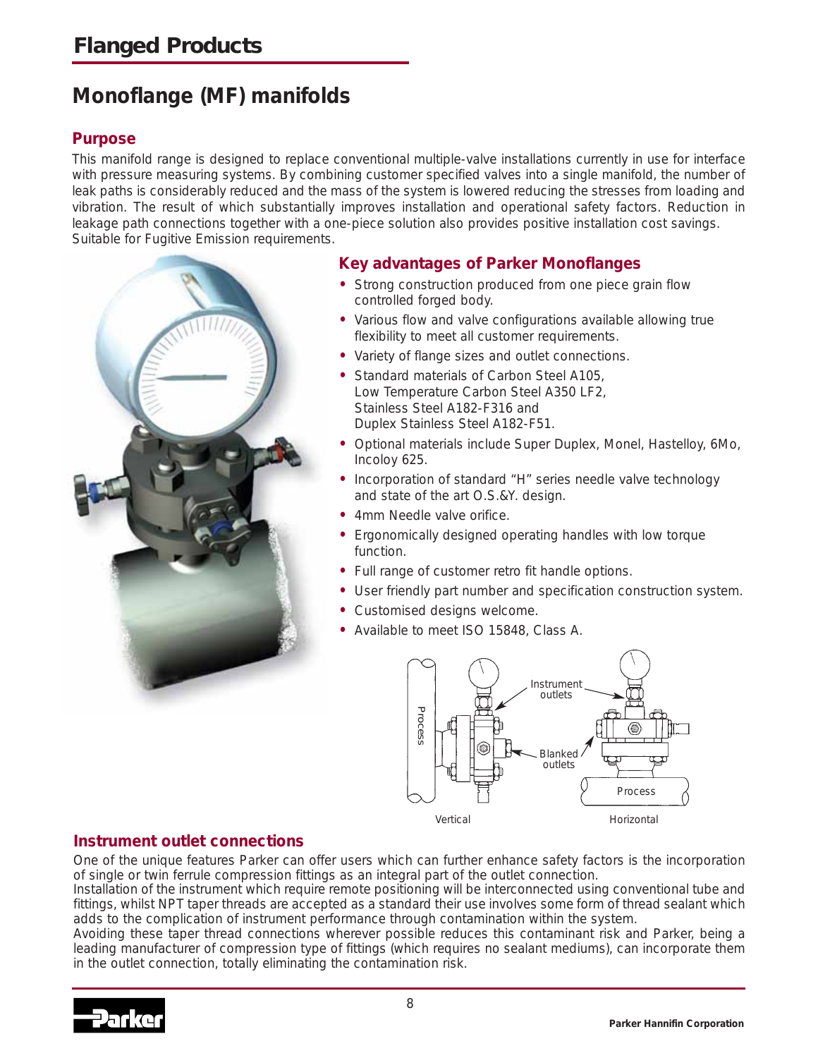## Flanged Products

# Monoflange (MF) manifolds

### Purpose

This manifold range is designed to replace conventional multiple-valve installations currently in use for interface with pressure measuring systems. By combining customer specified valves into a single manifold, the number of leak paths is considerably reduced and the mass of the system is lowered reducing the stresses from loading and vibration. The result of which substantially improves installation and operational safety factors. Reduction in leakage path connections together with a one-piece solution also provides positive installation cost savings. Suitable for Fugitive Emission requirements.

### Key advantages of Parker Monoflanges

- Strong construction produced from one piece grain flow controlled forged body.
- Various flow and valve configurations available allowing true flexibility to meet all customer requirements.
- Variety of flange sizes and outlet connections.
- Standard materials of Carbon Steel A105, Low Temperature Carbon Steel A350 LF2, Stainless Steel A182-F316 and Duplex Stainless Steel A182-F51.
- Optional materials include Super Duplex, Monel, Hastelloy, 6Mo, Incoloy 625.
- Incorporation of standard "H" series needle valve technology and state of the art O.S.&Y. design.
- 4mm Needle valve orifice.
- Ergonomically designed operating handles with low torque function.
- Full range of customer retro fit handle options.
- User friendly part number and specification construction system.
- Customised designs welcome.
- Available to meet ISO 15848, Class A.

Instrument outlets

Blanked outlets

Process

Vertical

Horizontal

### Instrument outlet connections

One of the unique features Parker can offer users which can further enhance safety factors is the incorporation of single or twin ferrule compression fittings as an integral part of the outlet connection.
Installation of the instrument which require remote positioning will be interconnected using conventional tube and fittings, whilst NPT taper threads are accepted as a standard their use involves some form of thread sealant which adds to the complication of instrument performance through contamination within the system.
Avoiding these taper thread connections wherever possible reduces this contaminant risk and Parker, being a leading manufacturer of compression type of fittings (which requires no sealant mediums), can incorporate them in the outlet connection, totally eliminating the contamination risk.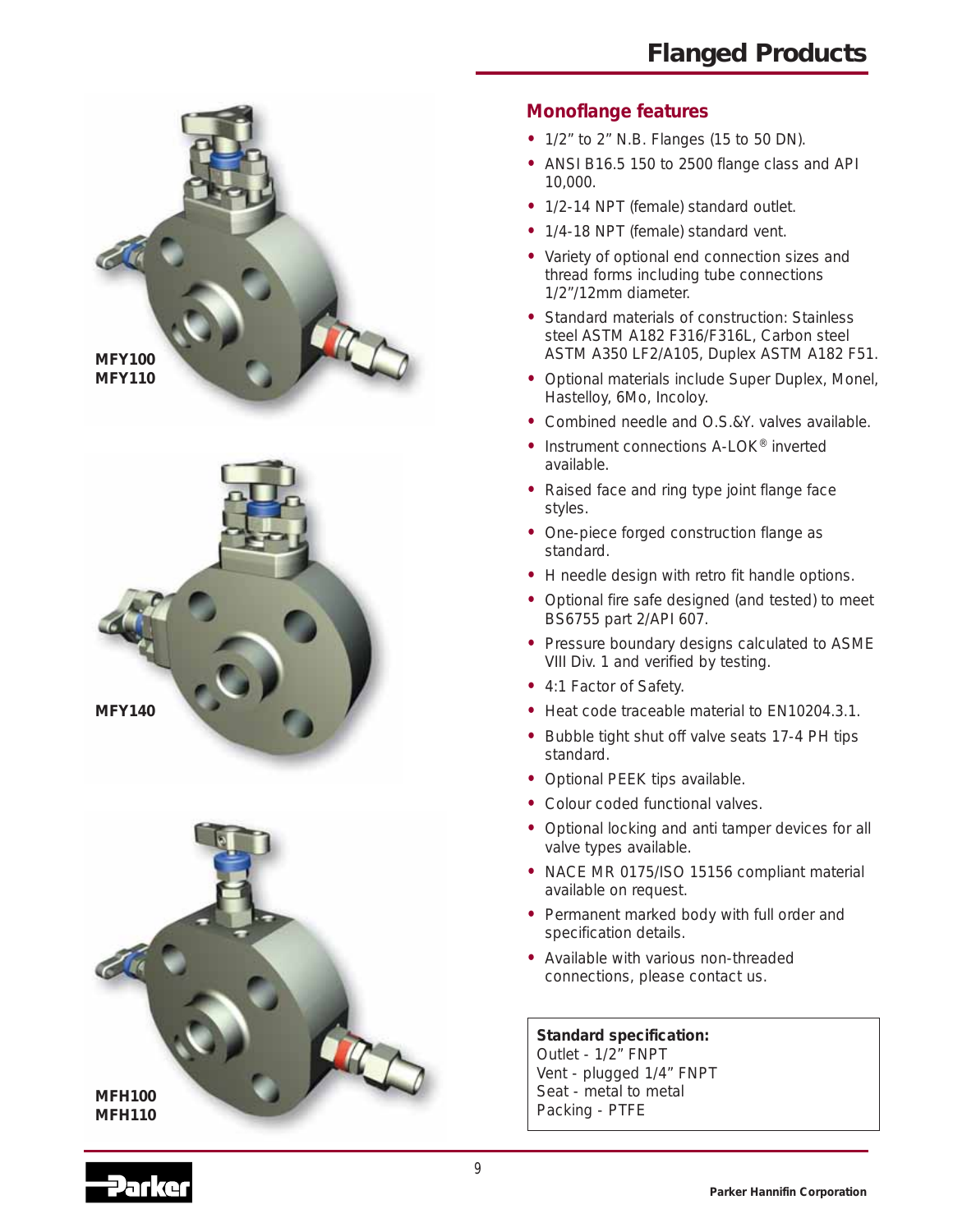# Flanged Products

MFY100
MFY110

MFY140

MFH100
MFH110

## Monoflange features

- 1/2" to 2" N.B. Flanges (15 to 50 DN).
- ANSI B16.5 150 to 2500 flange class and API 10,000.
- 1/2-14 NPT (female) standard outlet.
- 1/4-18 NPT (female) standard vent.
- Variety of optional end connection sizes and thread forms including tube connections 1/2"/12mm diameter.
- Standard materials of construction: Stainless steel ASTM A182 F316/F316L, Carbon steel ASTM A350 LF2/A105, Duplex ASTM A182 F51.
- Optional materials include Super Duplex, Monel, Hastelloy, 6Mo, Incoloy.
- Combined needle and O.S.&Y. valves available.
- Instrument connections A-LOK® inverted available.
- Raised face and ring type joint flange face styles.
- One-piece forged construction flange as standard.
- H needle design with retro fit handle options.
- Optional fire safe designed (and tested) to meet BS6755 part 2/API 607.
- Pressure boundary designs calculated to ASME VIII Div. 1 and verified by testing.
- 4:1 Factor of Safety.
- Heat code traceable material to EN10204.3.1.
- Bubble tight shut off valve seats 17-4 PH tips standard.
- Optional PEEK tips available.
- Colour coded functional valves.
- Optional locking and anti tamper devices for all valve types available.
- NACE MR 0175/ISO 15156 compliant material available on request.
- Permanent marked body with full order and specification details.
- Available with various non-threaded connections, please contact us.

**Standard specification:**
Outlet - 1/2" FNPT
Vent - plugged 1/4" FNPT
Seat - metal to metal
Packing - PTFE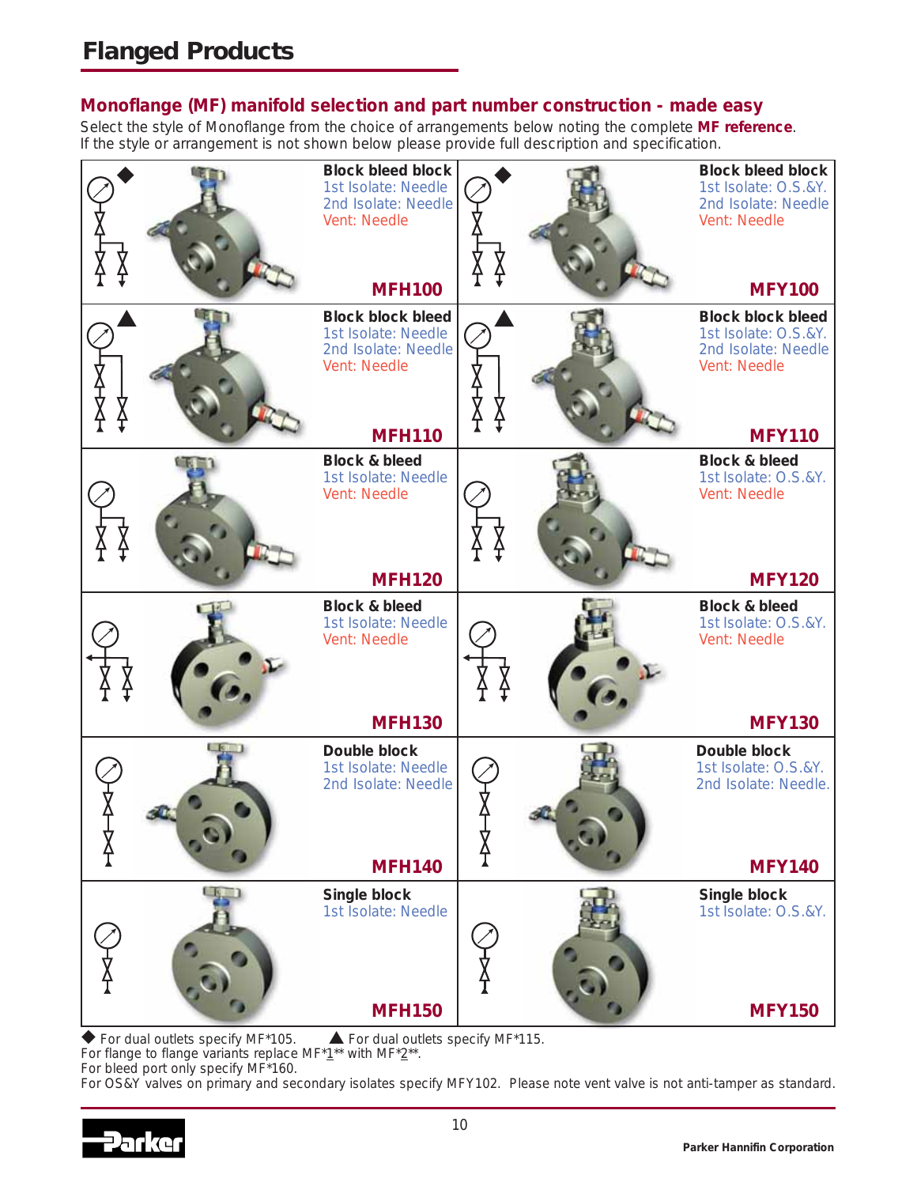## Flanged Products

### Monoflange (MF) manifold selection and part number construction - made easy

Select the style of Monoflange from the choice of arrangements below noting the complete **MF reference**.
If the style or arrangement is not shown below please provide full description and specification.

| Description | Part No. | Description | Part No. |
|---|---|---|---|
| ◆ **Block bleed block**<br>1st Isolate: Needle<br>2nd Isolate: Needle<br>Vent: Needle | **MFH100** | ◆ **Block bleed block**<br>1st Isolate: O.S.&Y.<br>2nd Isolate: Needle<br>Vent: Needle | **MFY100** |
| ▲ **Block block bleed**<br>1st Isolate: Needle<br>2nd Isolate: Needle<br>Vent: Needle | **MFH110** | ▲ **Block block bleed**<br>1st Isolate: O.S.&Y.<br>2nd Isolate: Needle<br>Vent: Needle | **MFY110** |
| **Block & bleed**<br>1st Isolate: Needle<br>Vent: Needle | **MFH120** | **Block & bleed**<br>1st Isolate: O.S.&Y.<br>Vent: Needle | **MFY120** |
| **Block & bleed**<br>1st Isolate: Needle<br>Vent: Needle | **MFH130** | **Block & bleed**<br>1st Isolate: O.S.&Y.<br>Vent: Needle | **MFY130** |
| **Double block**<br>1st Isolate: Needle<br>2nd Isolate: Needle | **MFH140** | **Double block**<br>1st Isolate: O.S.&Y.<br>2nd Isolate: Needle. | **MFY140** |
| **Single block**<br>1st Isolate: Needle | **MFH150** | **Single block**<br>1st Isolate: O.S.&Y. | **MFY150** |

◆ For dual outlets specify MF*105. ▲ For dual outlets specify MF*115.
For flange to flange variants replace MF*1** with MF*2**.
For bleed port only specify MF*160.
For OS&Y valves on primary and secondary isolates specify MFY102. Please note vent valve is not anti-tamper as standard.

Parker Hannifin Corporation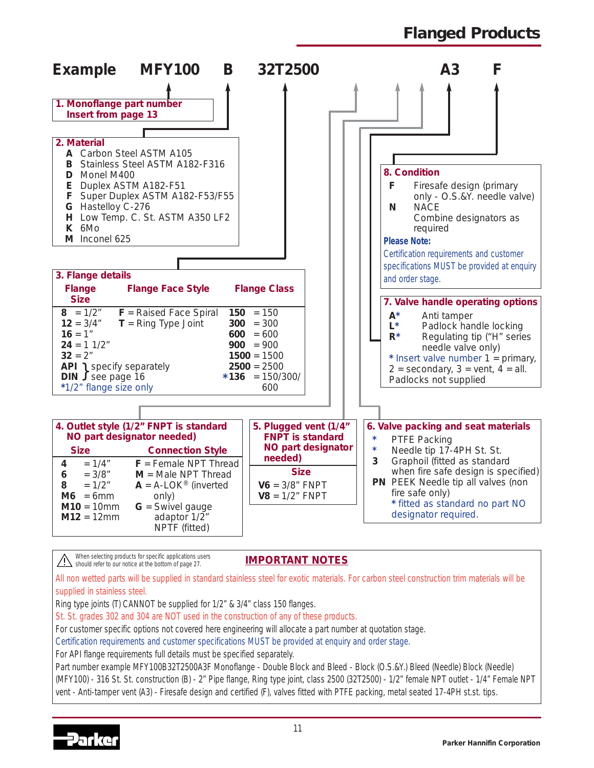# Flanged Products

**Example MFY100 B 32T2500 A3 F**

## 1. Monoflange part number
Insert from page 13

## 2. Material
- **A** Carbon Steel ASTM A105
- **B** Stainless Steel ASTM A182-F316
- **D** Monel M400
- **E** Duplex ASTM A182-F51
- **F** Super Duplex ASTM A182-F53/F55
- **G** Hastelloy C-276
- **H** Low Temp. C. St. ASTM A350 LF2
- **K** 6Mo
- **M** Inconel 625

## 3. Flange details

| Flange Size | Flange Face Style | Flange Class |
|---|---|---|
| **8** = 1/2" | **F** = Raised Face Spiral | **150** = 150 |
| **12** = 3/4" | **T** = Ring Type Joint | **300** = 300 |
| **16** = 1" | | **600** = 600 |
| **24** = 1 1/2" | | **900** = 900 |
| **32** = 2" | | **1500** = 1500 |
| **API** } specify separately | | **2500** = 2500 |
| **DIN** } see page 16 | | ***136** = 150/300/600 |

*1/2" flange size only

## 4. Outlet style (1/2" FNPT is standard NO part designator needed)

| Size | Connection Style |
|---|---|
| **4** = 1/4" | **F** = Female NPT Thread |
| **6** = 3/8" | **M** = Male NPT Thread |
| **8** = 1/2" | **A** = A-LOK® (inverted only) |
| **M6** = 6mm | **G** = Swivel gauge adaptor 1/2" NPTF (fitted) |
| **M10** = 10mm | |
| **M12** = 12mm | |

## 5. Plugged vent (1/4" FNPT is standard NO part designator needed)

| Size |
|---|
| **V6** = 3/8" FNPT |
| **V8** = 1/2" FNPT |

## 6. Valve packing and seat materials
- **\*** PTFE Packing
- **\*** Needle tip 17-4PH St. St.
- **3** Graphoil (fitted as standard when fire safe design is specified)
- **PN** PEEK Needle tip all valves (non fire safe only)

\* fitted as standard no part NO designator required.

## 7. Valve handle operating options
- **A\*** Anti tamper
- **L\*** Padlock handle locking
- **R\*** Regulating tip ("H" series needle valve only)

\* Insert valve number 1 = primary, 2 = secondary, 3 = vent, 4 = all.
Padlocks not supplied

## 8. Condition
- **F** Firesafe design (primary only - O.S.&Y. needle valve)
- **N** NACE

Combine designators as required

**Please Note:**
Certification requirements and customer specifications MUST be provided at enquiry and order stage.

---

When selecting products for specific applications users should refer to our notice at the bottom of page 27.

## IMPORTANT NOTES

All non wetted parts will be supplied in standard stainless steel for exotic materials. For carbon steel construction trim materials will be supplied in stainless steel.

Ring type joints (T) CANNOT be supplied for 1/2" & 3/4" class 150 flanges.

St. St. grades 302 and 304 are NOT used in the construction of any of these products.

For customer specific options not covered here engineering will allocate a part number at quotation stage.

Certification requirements and customer specifications MUST be provided at enquiry and order stage.

For API flange requirements full details must be specified separately.

Part number example MFY100B32T2500A3F Monoflange - Double Block and Bleed - Block (O.S.&Y.) Bleed (Needle) Block (Needle) (MFY100) - 316 St. St. construction (B) - 2" Pipe flange, Ring type joint, class 2500 (32T2500) - 1/2" female NPT outlet - 1/4" Female NPT vent - Anti-tamper vent (A3) - Firesafe design and certified (F), valves fitted with PTFE packing, metal seated 17-4PH st.st. tips.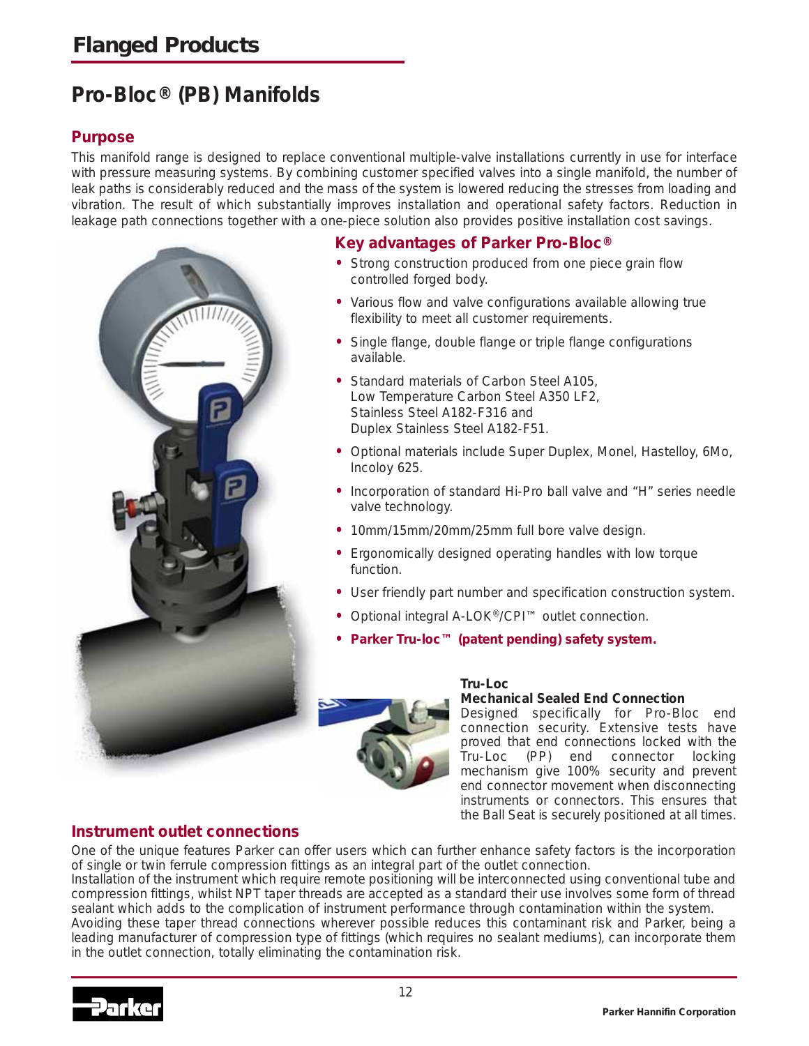# Flanged Products

## Pro-Bloc® (PB) Manifolds

### Purpose

This manifold range is designed to replace conventional multiple-valve installations currently in use for interface with pressure measuring systems. By combining customer specified valves into a single manifold, the number of leak paths is considerably reduced and the mass of the system is lowered reducing the stresses from loading and vibration. The result of which substantially improves installation and operational safety factors. Reduction in leakage path connections together with a one-piece solution also provides positive installation cost savings.

### Key advantages of Parker Pro-Bloc®

- Strong construction produced from one piece grain flow controlled forged body.
- Various flow and valve configurations available allowing true flexibility to meet all customer requirements.
- Single flange, double flange or triple flange configurations available.
- Standard materials of Carbon Steel A105, Low Temperature Carbon Steel A350 LF2, Stainless Steel A182-F316 and Duplex Stainless Steel A182-F51.
- Optional materials include Super Duplex, Monel, Hastelloy, 6Mo, Incoloy 625.
- Incorporation of standard Hi-Pro ball valve and "H" series needle valve technology.
- 10mm/15mm/20mm/25mm full bore valve design.
- Ergonomically designed operating handles with low torque function.
- User friendly part number and specification construction system.
- Optional integral A-LOK®/CPI™ outlet connection.
- **Parker Tru-loc™ (patent pending) safety system.**

**Tru-Loc**
**Mechanical Sealed End Connection**
Designed specifically for Pro-Bloc end connection security. Extensive tests have proved that end connections locked with the Tru-Loc (PP) end connector locking mechanism give 100% security and prevent end connector movement when disconnecting instruments or connectors. This ensures that the Ball Seat is securely positioned at all times.

### Instrument outlet connections

One of the unique features Parker can offer users which can further enhance safety factors is the incorporation of single or twin ferrule compression fittings as an integral part of the outlet connection.
Installation of the instrument which require remote positioning will be interconnected using conventional tube and compression fittings, whilst NPT taper threads are accepted as a standard their use involves some form of thread sealant which adds to the complication of instrument performance through contamination within the system.
Avoiding these taper thread connections wherever possible reduces this contaminant risk and Parker, being a leading manufacturer of compression type of fittings (which requires no sealant mediums), can incorporate them in the outlet connection, totally eliminating the contamination risk.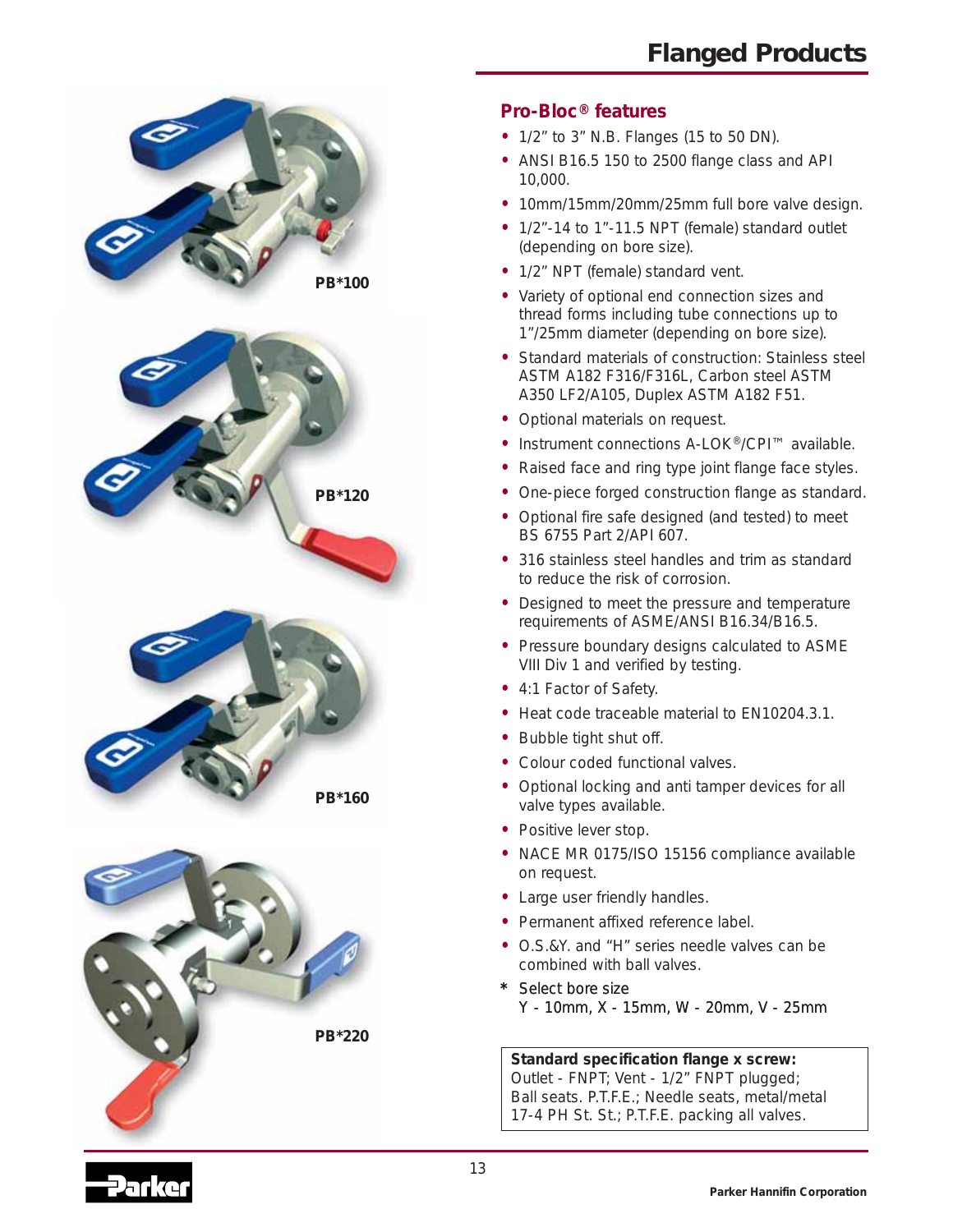# Flanged Products

PB*100

PB*120

PB*160

PB*220

## Pro-Bloc® features

- 1/2" to 3" N.B. Flanges (15 to 50 DN).
- ANSI B16.5 150 to 2500 flange class and API 10,000.
- 10mm/15mm/20mm/25mm full bore valve design.
- 1/2"-14 to 1"-11.5 NPT (female) standard outlet (depending on bore size).
- 1/2" NPT (female) standard vent.
- Variety of optional end connection sizes and thread forms including tube connections up to 1"/25mm diameter (depending on bore size).
- Standard materials of construction: Stainless steel ASTM A182 F316/F316L, Carbon steel ASTM A350 LF2/A105, Duplex ASTM A182 F51.
- Optional materials on request.
- Instrument connections A-LOK®/CPI™ available.
- Raised face and ring type joint flange face styles.
- One-piece forged construction flange as standard.
- Optional fire safe designed (and tested) to meet BS 6755 Part 2/API 607.
- 316 stainless steel handles and trim as standard to reduce the risk of corrosion.
- Designed to meet the pressure and temperature requirements of ASME/ANSI B16.34/B16.5.
- Pressure boundary designs calculated to ASME VIII Div 1 and verified by testing.
- 4:1 Factor of Safety.
- Heat code traceable material to EN10204.3.1.
- Bubble tight shut off.
- Colour coded functional valves.
- Optional locking and anti tamper devices for all valve types available.
- Positive lever stop.
- NACE MR 0175/ISO 15156 compliance available on request.
- Large user friendly handles.
- Permanent affixed reference label.
- O.S.&Y. and "H" series needle valves can be combined with ball valves.

\* Select bore size
Y - 10mm, X - 15mm, W - 20mm, V - 25mm

**Standard specification flange x screw:**
Outlet - FNPT; Vent - 1/2" FNPT plugged;
Ball seats. P.T.F.E.; Needle seats, metal/metal
17-4 PH St. St.; P.T.F.E. packing all valves.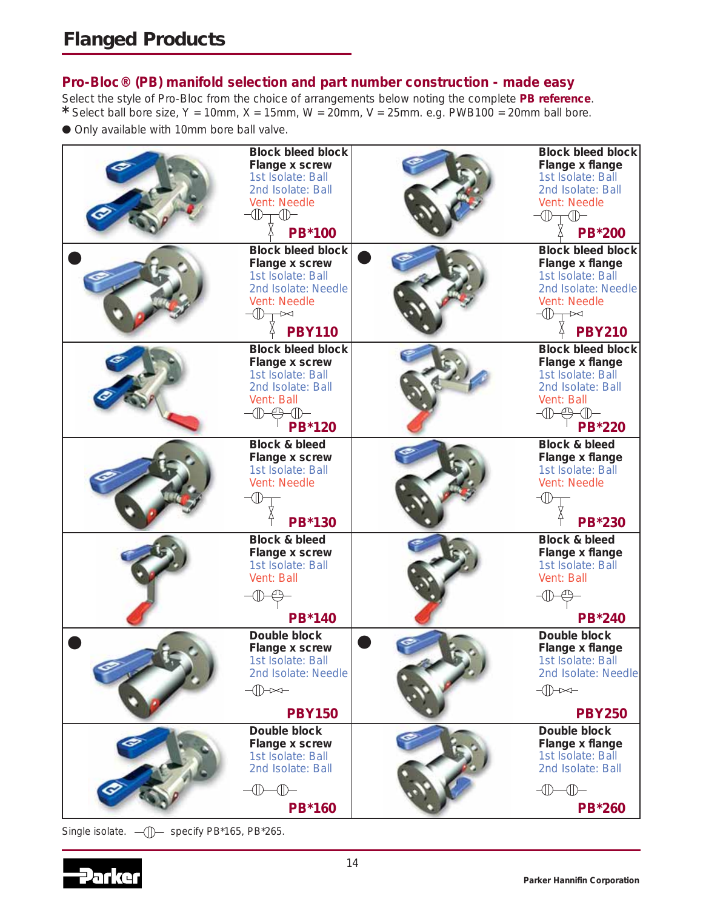# Flanged Products

## Pro-Bloc® (PB) manifold selection and part number construction - made easy

Select the style of Pro-Bloc from the choice of arrangements below noting the complete **PB reference**.

**\*** Select ball bore size, Y = 10mm, X = 15mm, W = 20mm, V = 25mm. e.g. PWB100 = 20mm ball bore.

● Only available with 10mm bore ball valve.

| Flange x screw | | Flange x flange | |
|---|---|---|---|
| | **Block bleed block**<br>**Flange x screw**<br>1st Isolate: Ball<br>2nd Isolate: Ball<br>Vent: Needle<br>**PB\*100** | | **Block bleed block**<br>**Flange x flange**<br>1st Isolate: Ball<br>2nd Isolate: Ball<br>Vent: Needle<br>**PB\*200** |
| ● | **Block bleed block**<br>**Flange x screw**<br>1st Isolate: Ball<br>2nd Isolate: Needle<br>Vent: Needle<br>**PBY110** | ● | **Block bleed block**<br>**Flange x flange**<br>1st Isolate: Ball<br>2nd Isolate: Needle<br>Vent: Needle<br>**PBY210** |
| | **Block bleed block**<br>**Flange x screw**<br>1st Isolate: Ball<br>2nd Isolate: Ball<br>Vent: Ball<br>**PB\*120** | | **Block bleed block**<br>**Flange x flange**<br>1st Isolate: Ball<br>2nd Isolate: Ball<br>Vent: Ball<br>**PB\*220** |
| | **Block & bleed**<br>**Flange x screw**<br>1st Isolate: Ball<br>Vent: Needle<br>**PB\*130** | | **Block & bleed**<br>**Flange x flange**<br>1st Isolate: Ball<br>Vent: Needle<br>**PB\*230** |
| | **Block & bleed**<br>**Flange x screw**<br>1st Isolate: Ball<br>Vent: Ball<br>**PB\*140** | | **Block & bleed**<br>**Flange x flange**<br>1st Isolate: Ball<br>Vent: Ball<br>**PB\*240** |
| ● | **Double block**<br>**Flange x screw**<br>1st Isolate: Ball<br>2nd Isolate: Needle<br>**PBY150** | ● | **Double block**<br>**Flange x flange**<br>1st Isolate: Ball<br>2nd Isolate: Needle<br>**PBY250** |
| | **Double block**<br>**Flange x screw**<br>1st Isolate: Ball<br>2nd Isolate: Ball<br>**PB\*160** | | **Double block**<br>**Flange x flange**<br>1st Isolate: Ball<br>2nd Isolate: Ball<br>**PB\*260** |

Single isolate. specify PB\*165, PB\*265.

Parker Hannifin Corporation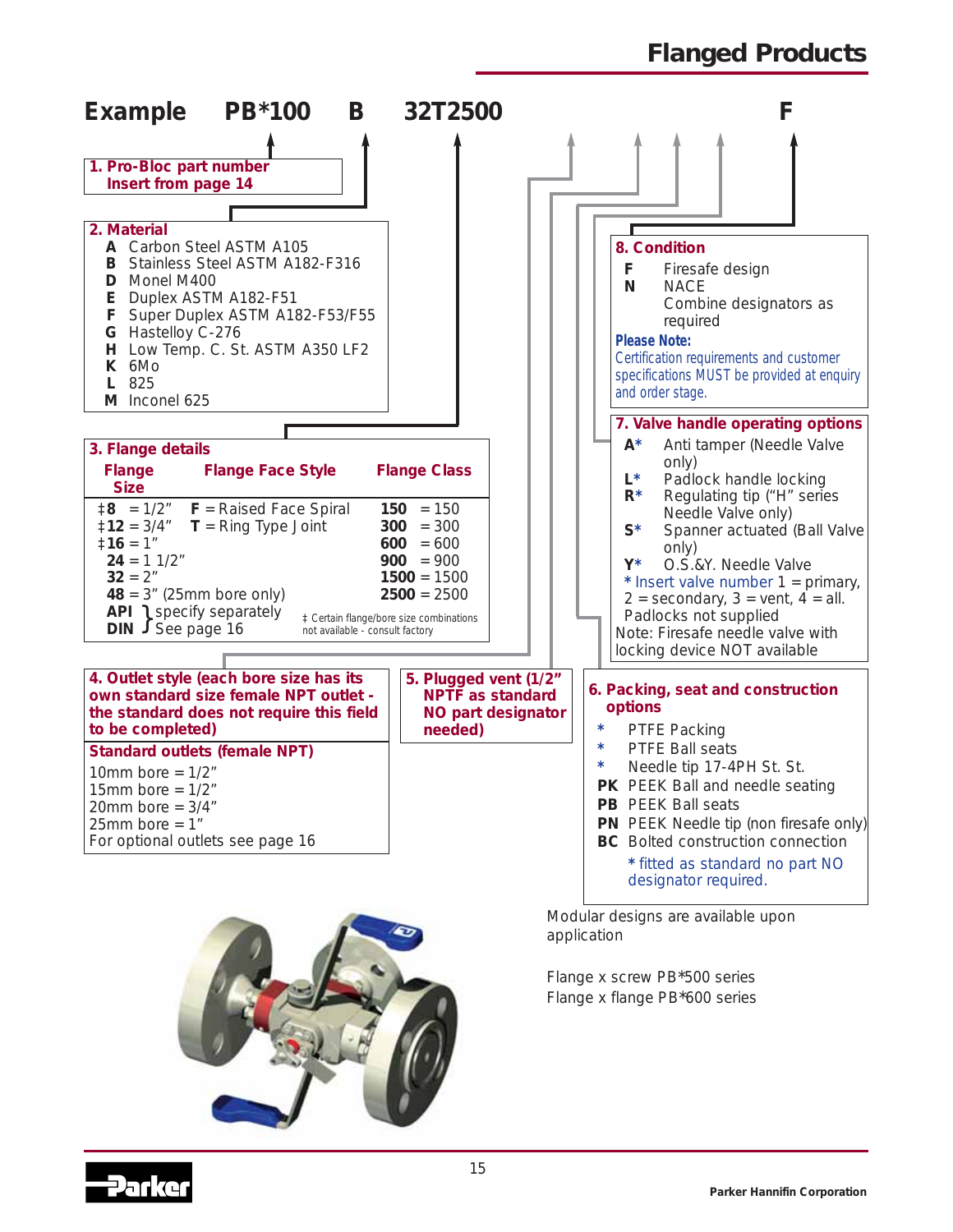# Flanged Products

**Example PB*100 B 32T2500 F**

**1. Pro-Bloc part number**
**Insert from page 14**

**2. Material**

- **A** Carbon Steel ASTM A105
- **B** Stainless Steel ASTM A182-F316
- **D** Monel M400
- **E** Duplex ASTM A182-F51
- **F** Super Duplex ASTM A182-F53/F55
- **G** Hastelloy C-276
- **H** Low Temp. C. St. ASTM A350 LF2
- **K** 6Mo
- **L** 825
- **M** Inconel 625

**3. Flange details**

| Flange Size | Flange Face Style | Flange Class |
|---|---|---|
| ‡**8** = 1/2" | **F** = Raised Face Spiral | **150** = 150 |
| ‡**12** = 3/4" | **T** = Ring Type Joint | **300** = 300 |
| ‡**16** = 1" | | **600** = 600 |
| **24** = 1 1/2" | | **900** = 900 |
| **32** = 2" | | **1500** = 1500 |
| **48** = 3" (25mm bore only) | | **2500** = 2500 |
| **API** / **DIN** } specify separately See page 16 | | |

‡ Certain flange/bore size combinations not available - consult factory

**4. Outlet style (each bore size has its own standard size female NPT outlet - the standard does not require this field to be completed)**

**Standard outlets (female NPT)**

10mm bore = 1/2"
15mm bore = 1/2"
20mm bore = 3/4"
25mm bore = 1"
For optional outlets see page 16

**5. Plugged vent (1/2" NPTF as standard NO part designator needed)**

**6. Packing, seat and construction options**

- **\*** PTFE Packing
- **\*** PTFE Ball seats
- **\*** Needle tip 17-4PH St. St.
- **PK** PEEK Ball and needle seating
- **PB** PEEK Ball seats
- **PN** PEEK Needle tip (non firesafe only)
- **BC** Bolted construction connection

\* fitted as standard no part NO designator required.

**7. Valve handle operating options**

- **A*** Anti tamper (Needle Valve only)
- **L*** Padlock handle locking
- **R*** Regulating tip ("H" series Needle Valve only)
- **S*** Spanner actuated (Ball Valve only)
- **Y*** O.S.&Y. Needle Valve

\* Insert valve number 1 = primary, 2 = secondary, 3 = vent, 4 = all.
Padlocks not supplied
Note: Firesafe needle valve with locking device NOT available

**8. Condition**

- **F** Firesafe design
- **N** NACE

Combine designators as required

**Please Note:**
Certification requirements and customer specifications MUST be provided at enquiry and order stage.

Modular designs are available upon application

Flange x screw PB*500 series
Flange x flange PB*600 series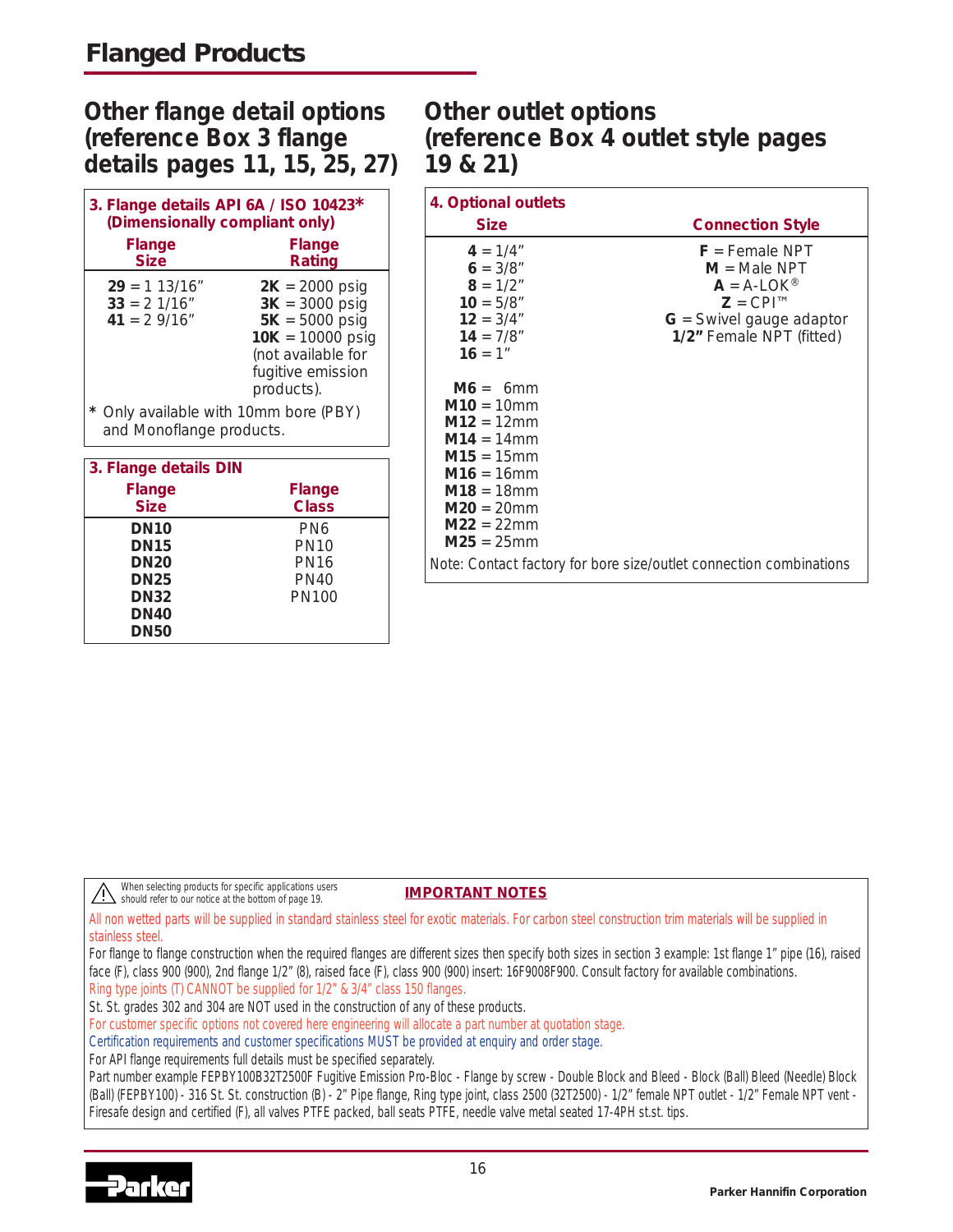# Flanged Products

## Other flange detail options (reference Box 3 flange details pages 11, 15, 25, 27)

**3. Flange details API 6A / ISO 10423* (Dimensionally compliant only)**

| Flange Size | Flange Rating |
|---|---|
| **29** = 1 13/16" | **2K** = 2000 psig |
| **33** = 2 1/16" | **3K** = 3000 psig |
| **41** = 2 9/16" | **5K** = 5000 psig |
| | **10K** = 10000 psig (not available for fugitive emission products). |

\* Only available with 10mm bore (PBY) and Monoflange products.

**3. Flange details DIN**

| Flange Size | Flange Class |
|---|---|
| **DN10** | PN6 |
| **DN15** | PN10 |
| **DN20** | PN16 |
| **DN25** | PN40 |
| **DN32** | PN100 |
| **DN40** | |
| **DN50** | |

## Other outlet options (reference Box 4 outlet style pages 19 & 21)

**4. Optional outlets**

| Size | Connection Style |
|---|---|
| **4** = 1/4" | **F** = Female NPT |
| **6** = 3/8" | **M** = Male NPT |
| **8** = 1/2" | **A** = A-LOK® |
| **10** = 5/8" | **Z** = CPI™ |
| **12** = 3/4" | **G** = Swivel gauge adaptor |
| **14** = 7/8" | **1/2"** Female NPT (fitted) |
| **16** = 1" | |
| **M6** = 6mm | |
| **M10** = 10mm | |
| **M12** = 12mm | |
| **M14** = 14mm | |
| **M15** = 15mm | |
| **M16** = 16mm | |
| **M18** = 18mm | |
| **M20** = 20mm | |
| **M22** = 22mm | |
| **M25** = 25mm | |

Note: Contact factory for bore size/outlet connection combinations

---

⚠ When selecting products for specific applications users should refer to our notice at the bottom of page 19.

**IMPORTANT NOTES**

All non wetted parts will be supplied in standard stainless steel for exotic materials. For carbon steel construction trim materials will be supplied in stainless steel.

For flange to flange construction when the required flanges are different sizes then specify both sizes in section 3 example: 1st flange 1" pipe (16), raised face (F), class 900 (900), 2nd flange 1/2" (8), raised face (F), class 900 (900) insert: 16F9008F900. Consult factory for available combinations.

Ring type joints (T) CANNOT be supplied for 1/2" & 3/4" class 150 flanges.

St. St. grades 302 and 304 are NOT used in the construction of any of these products.

For customer specific options not covered here engineering will allocate a part number at quotation stage.

Certification requirements and customer specifications MUST be provided at enquiry and order stage.

For API flange requirements full details must be specified separately.

Part number example FEPBY100B32T2500F Fugitive Emission Pro-Bloc - Flange by screw - Double Block and Bleed - Block (Ball) Bleed (Needle) Block (Ball) (FEPBY100) - 316 St. St. construction (B) - 2" Pipe flange, Ring type joint, class 2500 (32T2500) - 1/2" female NPT outlet - 1/2" Female NPT vent - Firesafe design and certified (F), all valves PTFE packed, ball seats PTFE, needle valve metal seated 17-4PH st.st. tips.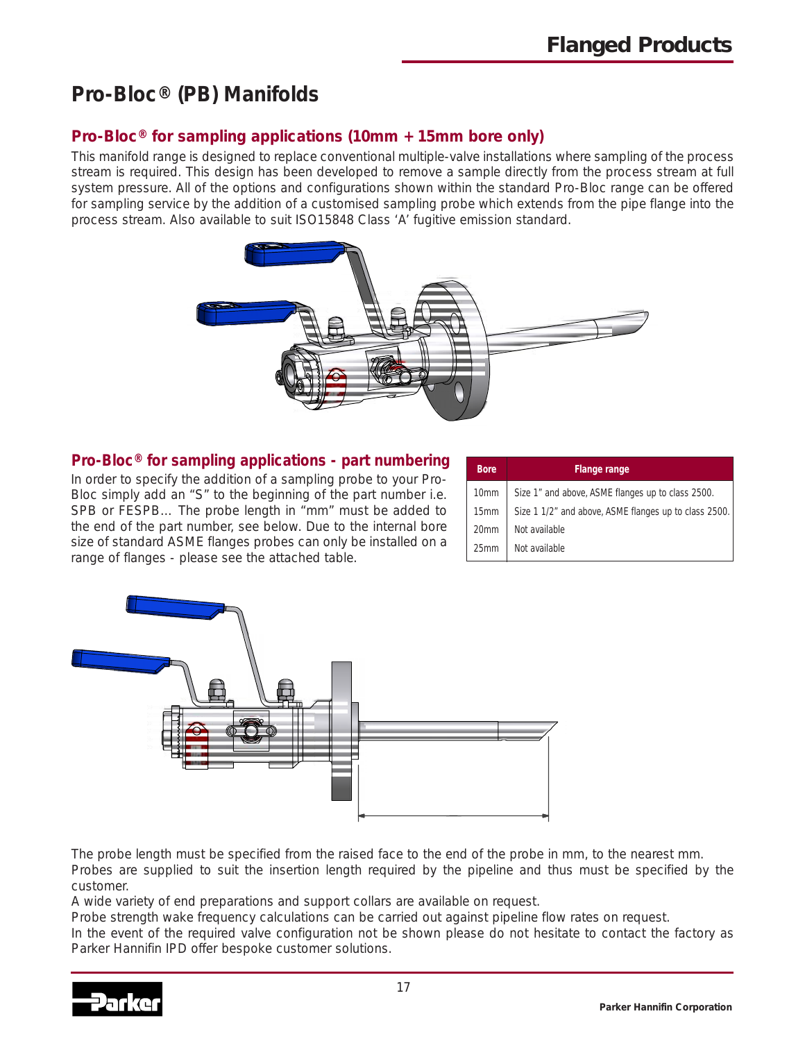# Pro-Bloc® (PB) Manifolds

## Pro-Bloc® for sampling applications (10mm + 15mm bore only)

This manifold range is designed to replace conventional multiple-valve installations where sampling of the process stream is required. This design has been developed to remove a sample directly from the process stream at full system pressure. All of the options and configurations shown within the standard Pro-Bloc range can be offered for sampling service by the addition of a customised sampling probe which extends from the pipe flange into the process stream. Also available to suit ISO15848 Class 'A' fugitive emission standard.

## Pro-Bloc® for sampling applications - part numbering

In order to specify the addition of a sampling probe to your Pro-Bloc simply add an "S" to the beginning of the part number i.e. SPB or FESPB... The probe length in "mm" must be added to the end of the part number, see below. Due to the internal bore size of standard ASME flanges probes can only be installed on a range of flanges - please see the attached table.

| Bore | Flange range |
|---|---|
| 10mm | Size 1" and above, ASME flanges up to class 2500. |
| 15mm | Size 1 1/2" and above, ASME flanges up to class 2500. |
| 20mm | Not available |
| 25mm | Not available |

The probe length must be specified from the raised face to the end of the probe in mm, to the nearest mm.

Probes are supplied to suit the insertion length required by the pipeline and thus must be specified by the customer.

A wide variety of end preparations and support collars are available on request.

Probe strength wake frequency calculations can be carried out against pipeline flow rates on request.

In the event of the required valve configuration not be shown please do not hesitate to contact the factory as Parker Hannifin IPD offer bespoke customer solutions.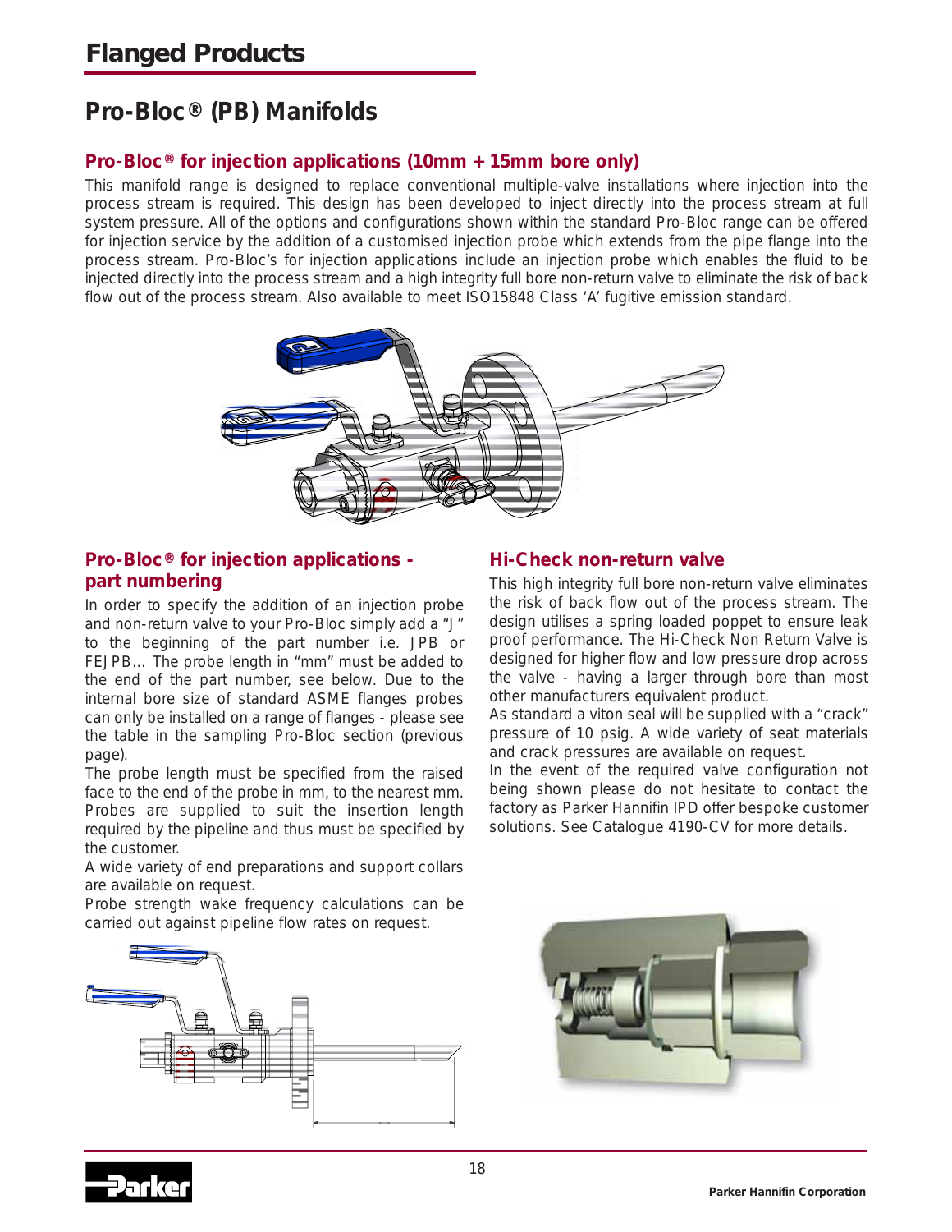# Flanged Products

## Pro-Bloc® (PB) Manifolds

### Pro-Bloc® for injection applications (10mm + 15mm bore only)

This manifold range is designed to replace conventional multiple-valve installations where injection into the process stream is required. This design has been developed to inject directly into the process stream at full system pressure. All of the options and configurations shown within the standard Pro-Bloc range can be offered for injection service by the addition of a customised injection probe which extends from the pipe flange into the process stream. Pro-Bloc's for injection applications include an injection probe which enables the fluid to be injected directly into the process stream and a high integrity full bore non-return valve to eliminate the risk of back flow out of the process stream. Also available to meet ISO15848 Class 'A' fugitive emission standard.

### Pro-Bloc® for injection applications - part numbering

In order to specify the addition of an injection probe and non-return valve to your Pro-Bloc simply add a "J" to the beginning of the part number i.e. JPB or FEJPB... The probe length in "mm" must be added to the end of the part number, see below. Due to the internal bore size of standard ASME flanges probes can only be installed on a range of flanges - please see the table in the sampling Pro-Bloc section (previous page).

The probe length must be specified from the raised face to the end of the probe in mm, to the nearest mm. Probes are supplied to suit the insertion length required by the pipeline and thus must be specified by the customer.

A wide variety of end preparations and support collars are available on request.

Probe strength wake frequency calculations can be carried out against pipeline flow rates on request.

### Hi-Check non-return valve

This high integrity full bore non-return valve eliminates the risk of back flow out of the process stream. The design utilises a spring loaded poppet to ensure leak proof performance. The Hi-Check Non Return Valve is designed for higher flow and low pressure drop across the valve - having a larger through bore than most other manufacturers equivalent product.

As standard a viton seal will be supplied with a "crack" pressure of 10 psig. A wide variety of seat materials and crack pressures are available on request.

In the event of the required valve configuration not being shown please do not hesitate to contact the factory as Parker Hannifin IPD offer bespoke customer solutions. See Catalogue 4190-CV for more details.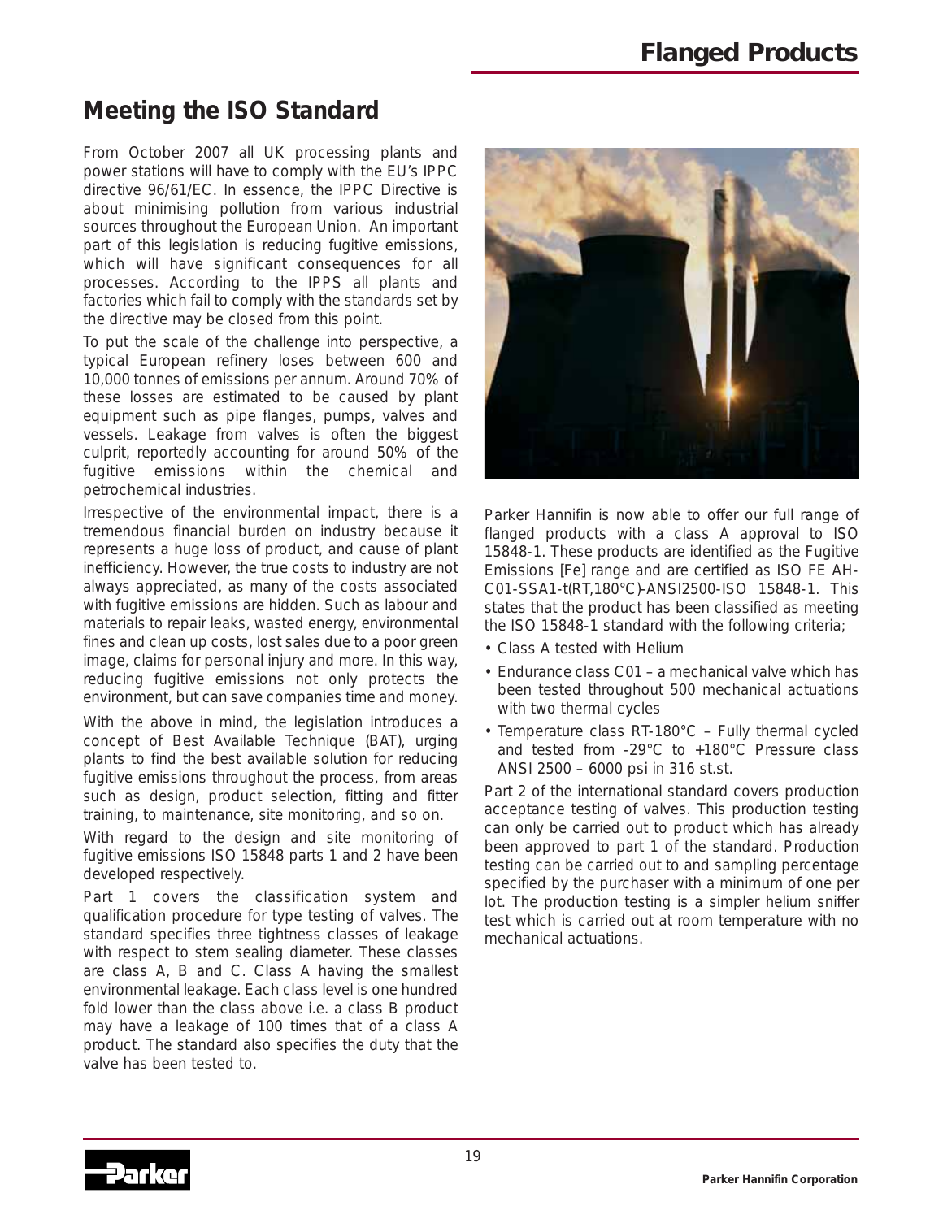## Meeting the ISO Standard

From October 2007 all UK processing plants and power stations will have to comply with the EU's IPPC directive 96/61/EC. In essence, the IPPC Directive is about minimising pollution from various industrial sources throughout the European Union. An important part of this legislation is reducing fugitive emissions, which will have significant consequences for all processes. According to the IPPS all plants and factories which fail to comply with the standards set by the directive may be closed from this point.

To put the scale of the challenge into perspective, a typical European refinery loses between 600 and 10,000 tonnes of emissions per annum. Around 70% of these losses are estimated to be caused by plant equipment such as pipe flanges, pumps, valves and vessels. Leakage from valves is often the biggest culprit, reportedly accounting for around 50% of the fugitive emissions within the chemical and petrochemical industries.

Irrespective of the environmental impact, there is a tremendous financial burden on industry because it represents a huge loss of product, and cause of plant inefficiency. However, the true costs to industry are not always appreciated, as many of the costs associated with fugitive emissions are hidden. Such as labour and materials to repair leaks, wasted energy, environmental fines and clean up costs, lost sales due to a poor green image, claims for personal injury and more. In this way, reducing fugitive emissions not only protects the environment, but can save companies time and money.

With the above in mind, the legislation introduces a concept of Best Available Technique (BAT), urging plants to find the best available solution for reducing fugitive emissions throughout the process, from areas such as design, product selection, fitting and fitter training, to maintenance, site monitoring, and so on.

With regard to the design and site monitoring of fugitive emissions ISO 15848 parts 1 and 2 have been developed respectively.

Part 1 covers the classification system and qualification procedure for type testing of valves. The standard specifies three tightness classes of leakage with respect to stem sealing diameter. These classes are class A, B and C. Class A having the smallest environmental leakage. Each class level is one hundred fold lower than the class above i.e. a class B product may have a leakage of 100 times that of a class A product. The standard also specifies the duty that the valve has been tested to.

Parker Hannifin is now able to offer our full range of flanged products with a class A approval to ISO 15848-1. These products are identified as the Fugitive Emissions [Fe] range and are certified as ISO FE AH-C01-SSA1-t(RT,180°C)-ANSI2500-ISO 15848-1. This states that the product has been classified as meeting the ISO 15848-1 standard with the following criteria;

- Class A tested with Helium
- Endurance class C01 – a mechanical valve which has been tested throughout 500 mechanical actuations with two thermal cycles
- Temperature class RT-180°C – Fully thermal cycled and tested from -29°C to +180°C Pressure class ANSI 2500 – 6000 psi in 316 st.st.

Part 2 of the international standard covers production acceptance testing of valves. This production testing can only be carried out to product which has already been approved to part 1 of the standard. Production testing can be carried out to and sampling percentage specified by the purchaser with a minimum of one per lot. The production testing is a simpler helium sniffer test which is carried out at room temperature with no mechanical actuations.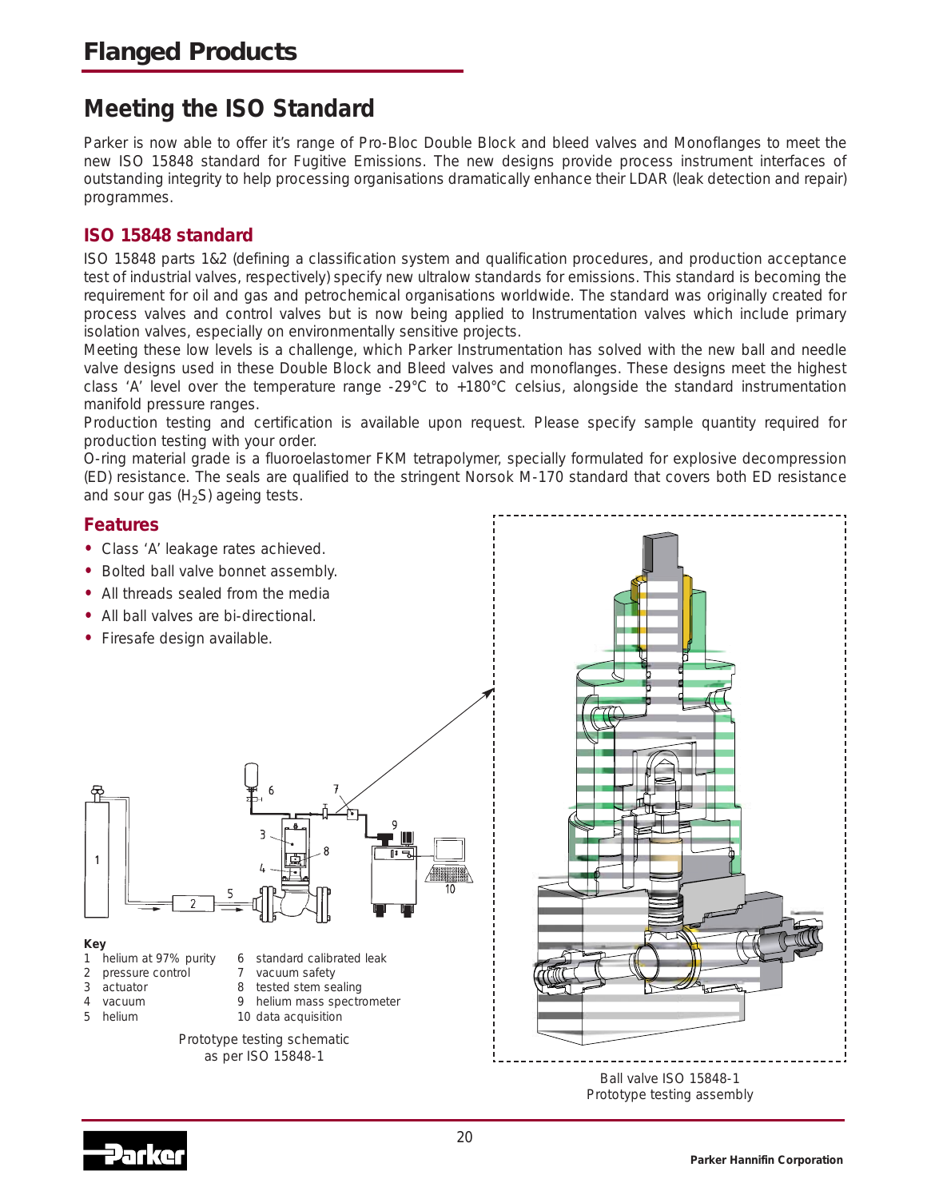# Flanged Products

## Meeting the ISO Standard

Parker is now able to offer it's range of Pro-Bloc Double Block and bleed valves and Monoflanges to meet the new ISO 15848 standard for Fugitive Emissions. The new designs provide process instrument interfaces of outstanding integrity to help processing organisations dramatically enhance their LDAR (leak detection and repair) programmes.

### ISO 15848 standard

ISO 15848 parts 1&2 (defining a classification system and qualification procedures, and production acceptance test of industrial valves, respectively) specify new ultralow standards for emissions. This standard is becoming the requirement for oil and gas and petrochemical organisations worldwide. The standard was originally created for process valves and control valves but is now being applied to Instrumentation valves which include primary isolation valves, especially on environmentally sensitive projects.

Meeting these low levels is a challenge, which Parker Instrumentation has solved with the new ball and needle valve designs used in these Double Block and Bleed valves and monoflanges. These designs meet the highest class 'A' level over the temperature range -29°C to +180°C celsius, alongside the standard instrumentation manifold pressure ranges.

Production testing and certification is available upon request. Please specify sample quantity required for production testing with your order.

O-ring material grade is a fluoroelastomer FKM tetrapolymer, specially formulated for explosive decompression (ED) resistance. The seals are qualified to the stringent Norsok M-170 standard that covers both ED resistance and sour gas ($H_2S$) ageing tests.

### Features

- Class 'A' leakage rates achieved.
- Bolted ball valve bonnet assembly.
- All threads sealed from the media
- All ball valves are bi-directional.
- Firesafe design available.

**Key**

1. helium at 97% purity
2. pressure control
3. actuator
4. vacuum
5. helium
6. standard calibrated leak
7. vacuum safety
8. tested stem sealing
9. helium mass spectrometer
10. data acquisition

Prototype testing schematic as per ISO 15848-1

Ball valve ISO 15848-1 Prototype testing assembly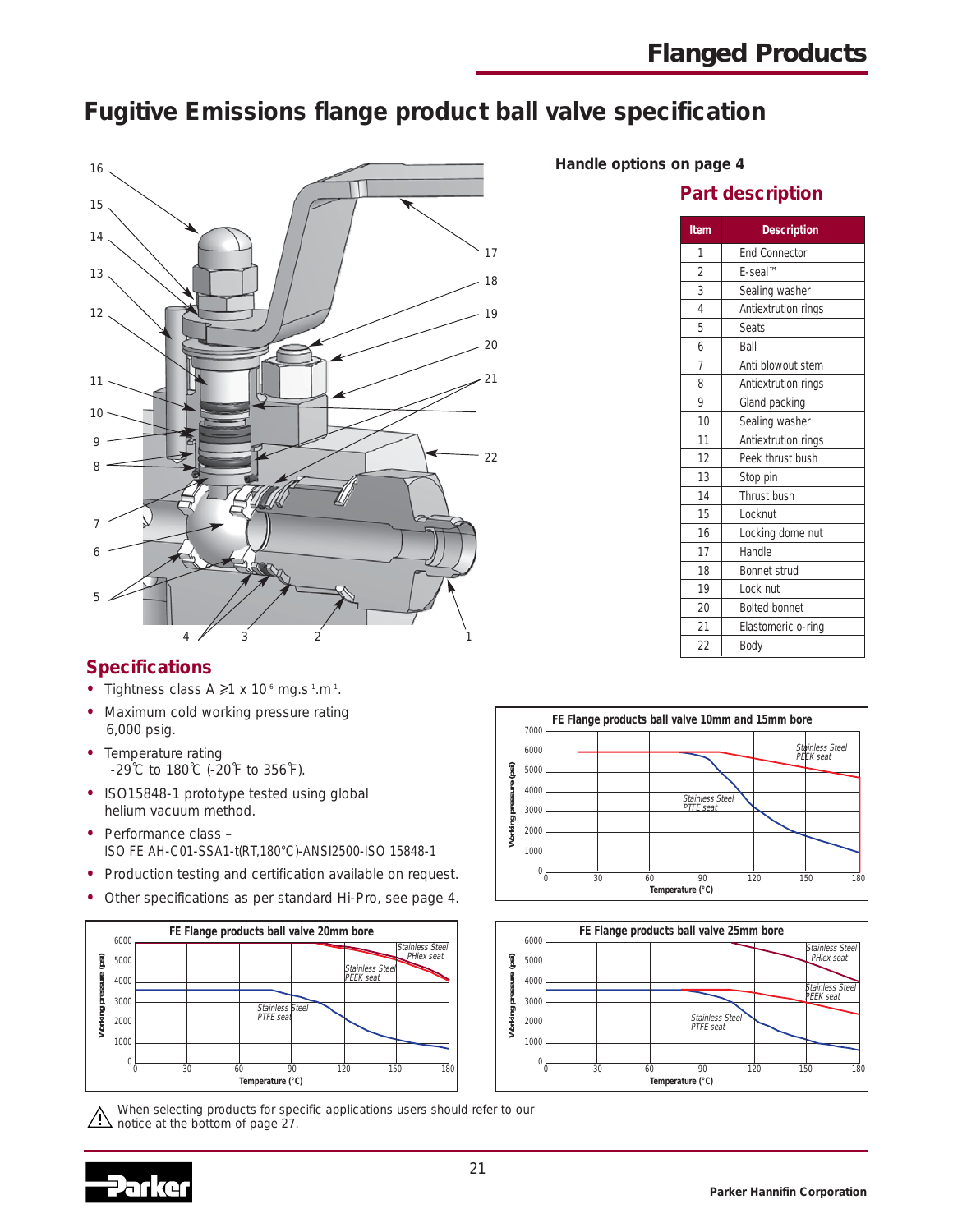# Fugitive Emissions flange product ball valve specification

**Handle options on page 4**

## Part description

| Item | Description |
|---|---|
| 1 | End Connector |
| 2 | E-seal™ |
| 3 | Sealing washer |
| 4 | Antiextrution rings |
| 5 | Seats |
| 6 | Ball |
| 7 | Anti blowout stem |
| 8 | Antiextrution rings |
| 9 | Gland packing |
| 10 | Sealing washer |
| 11 | Antiextrution rings |
| 12 | Peek thrust bush |
| 13 | Stop pin |
| 14 | Thrust bush |
| 15 | Locknut |
| 16 | Locking dome nut |
| 17 | Handle |
| 18 | Bonnet strud |
| 19 | Lock nut |
| 20 | Bolted bonnet |
| 21 | Elastomeric o-ring |
| 22 | Body |

## Specifications

- Tightness class A ≥1 x $10^{-6}$ mg.$s^{-1}$.$m^{-1}$.
- Maximum cold working pressure rating 6,000 psig.
- Temperature rating -29°C to 180°C (-20°F to 356°F).
- ISO15848-1 prototype tested using global helium vacuum method.
- Performance class – ISO FE AH-C01-SSA1-t(RT,180°C)-ANSI2500-ISO 15848-1
- Production testing and certification available on request.
- Other specifications as per standard Hi-Pro, see page 4.

**FE Flange products ball valve 10mm and 15mm bore**

**FE Flange products ball valve 20mm bore**

**FE Flange products ball valve 25mm bore**

⚠ When selecting products for specific applications users should refer to our notice at the bottom of page 27.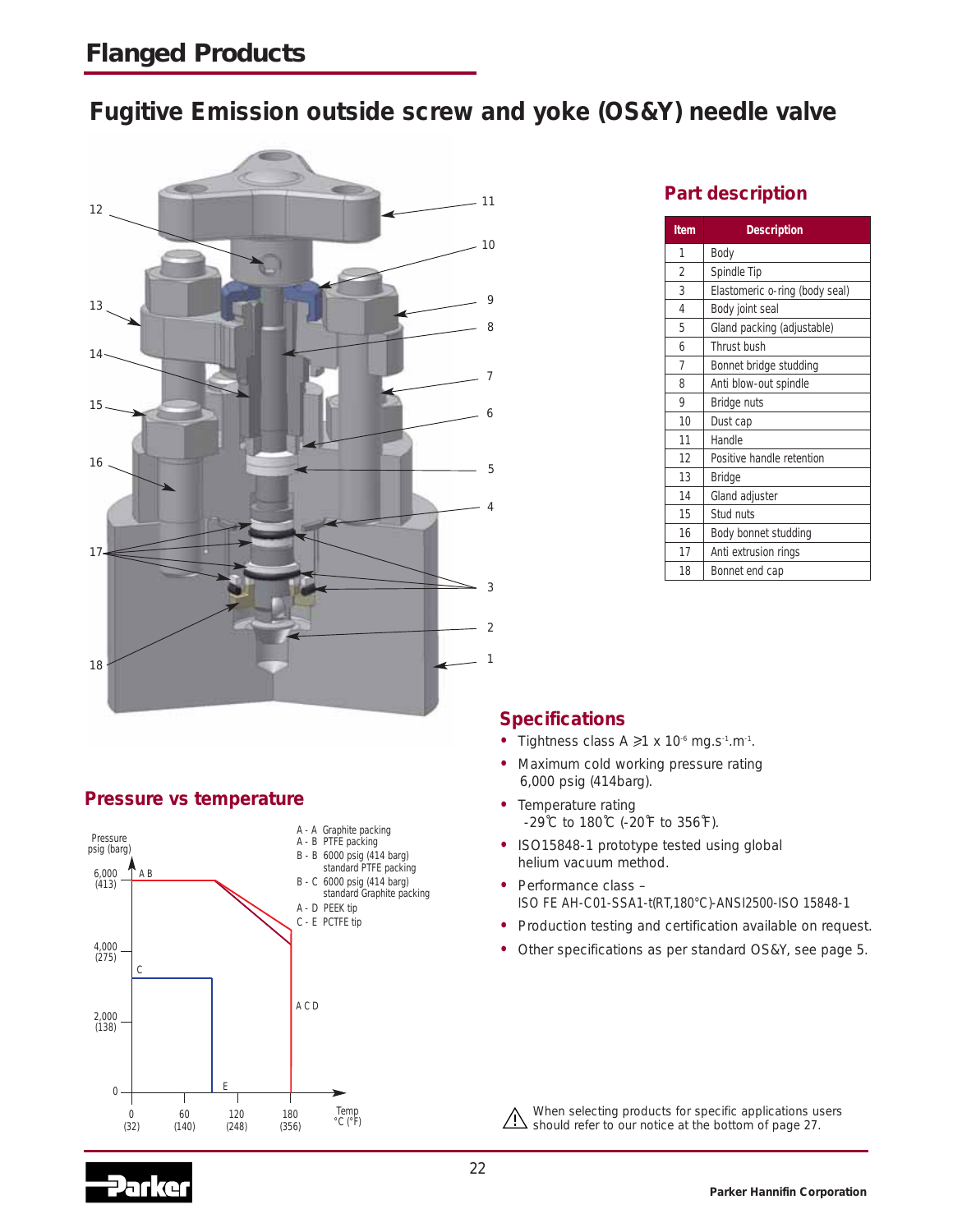## Flanged Products

# Fugitive Emission outside screw and yoke (OS&Y) needle valve

## Part description

| Item | Description |
|---|---|
| 1 | Body |
| 2 | Spindle Tip |
| 3 | Elastomeric o-ring (body seal) |
| 4 | Body joint seal |
| 5 | Gland packing (adjustable) |
| 6 | Thrust bush |
| 7 | Bonnet bridge studding |
| 8 | Anti blow-out spindle |
| 9 | Bridge nuts |
| 10 | Dust cap |
| 11 | Handle |
| 12 | Positive handle retention |
| 13 | Bridge |
| 14 | Gland adjuster |
| 15 | Stud nuts |
| 16 | Body bonnet studding |
| 17 | Anti extrusion rings |
| 18 | Bonnet end cap |

## Pressure vs temperature

Pressure psig (barg)

- A - A Graphite packing
- A - B PTFE packing
- B - B 6000 psig (414 barg) standard PTFE packing
- B - C 6000 psig (414 barg) standard Graphite packing
- A - D PEEK tip
- C - E PCTFE tip

Temp °C (°F): 0 (32), 60 (140), 120 (248), 180 (356)

Pressure: 0, 2,000 (138), 4,000 (275), 6,000 (413)

## Specifications

- Tightness class A ≥1 x $10^{-6}$ mg.s$^{-1}$.m$^{-1}$.
- Maximum cold working pressure rating 6,000 psig (414barg).
- Temperature rating -29℃ to 180℃ (-20℉ to 356℉).
- ISO15848-1 prototype tested using global helium vacuum method.
- Performance class – ISO FE AH-C01-SSA1-t(RT,180°C)-ANSI2500-ISO 15848-1
- Production testing and certification available on request.
- Other specifications as per standard OS&Y, see page 5.

⚠ When selecting products for specific applications users should refer to our notice at the bottom of page 27.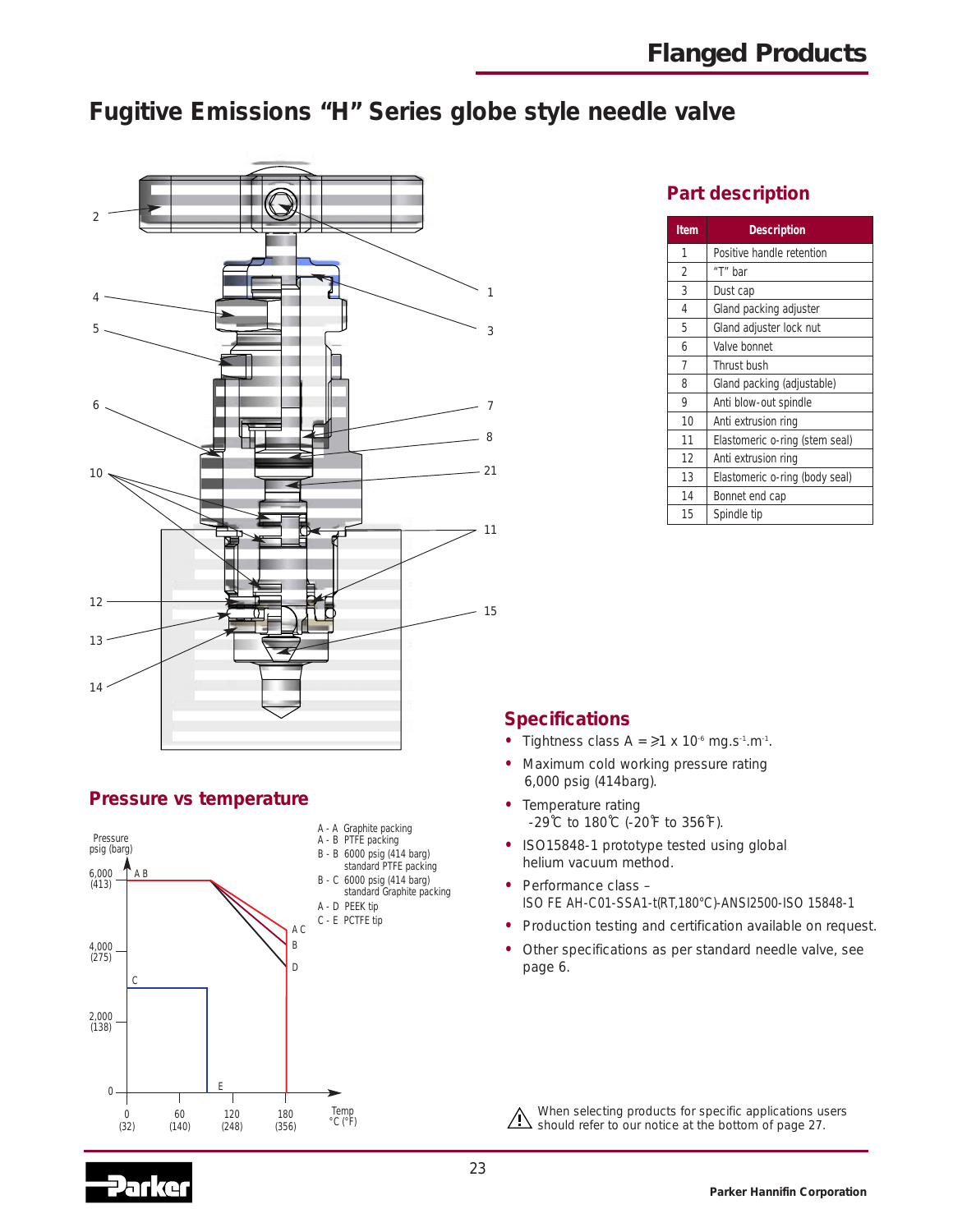# Fugitive Emissions "H" Series globe style needle valve

## Part description

| Item | Description |
|---|---|
| 1 | Positive handle retention |
| 2 | "T" bar |
| 3 | Dust cap |
| 4 | Gland packing adjuster |
| 5 | Gland adjuster lock nut |
| 6 | Valve bonnet |
| 7 | Thrust bush |
| 8 | Gland packing (adjustable) |
| 9 | Anti blow-out spindle |
| 10 | Anti extrusion ring |
| 11 | Elastomeric o-ring (stem seal) |
| 12 | Anti extrusion ring |
| 13 | Elastomeric o-ring (body seal) |
| 14 | Bonnet end cap |
| 15 | Spindle tip |

## Pressure vs temperature

A - A Graphite packing
A - B PTFE packing
B - B 6000 psig (414 barg) standard PTFE packing
B - C 6000 psig (414 barg) standard Graphite packing
A - D PEEK tip
C - E PCTFE tip

## Specifications

- Tightness class A = ≥1 x $10^{-6}$ mg.$s^{-1}$.$m^{-1}$.
- Maximum cold working pressure rating 6,000 psig (414barg).
- Temperature rating -29˚C to 180˚C (-20˚F to 356˚F).
- ISO15848-1 prototype tested using global helium vacuum method.
- Performance class – ISO FE AH-C01-SSA1-t(RT,180°C)-ANSI2500-ISO 15848-1
- Production testing and certification available on request.
- Other specifications as per standard needle valve, see page 6.

When selecting products for specific applications users should refer to our notice at the bottom of page 27.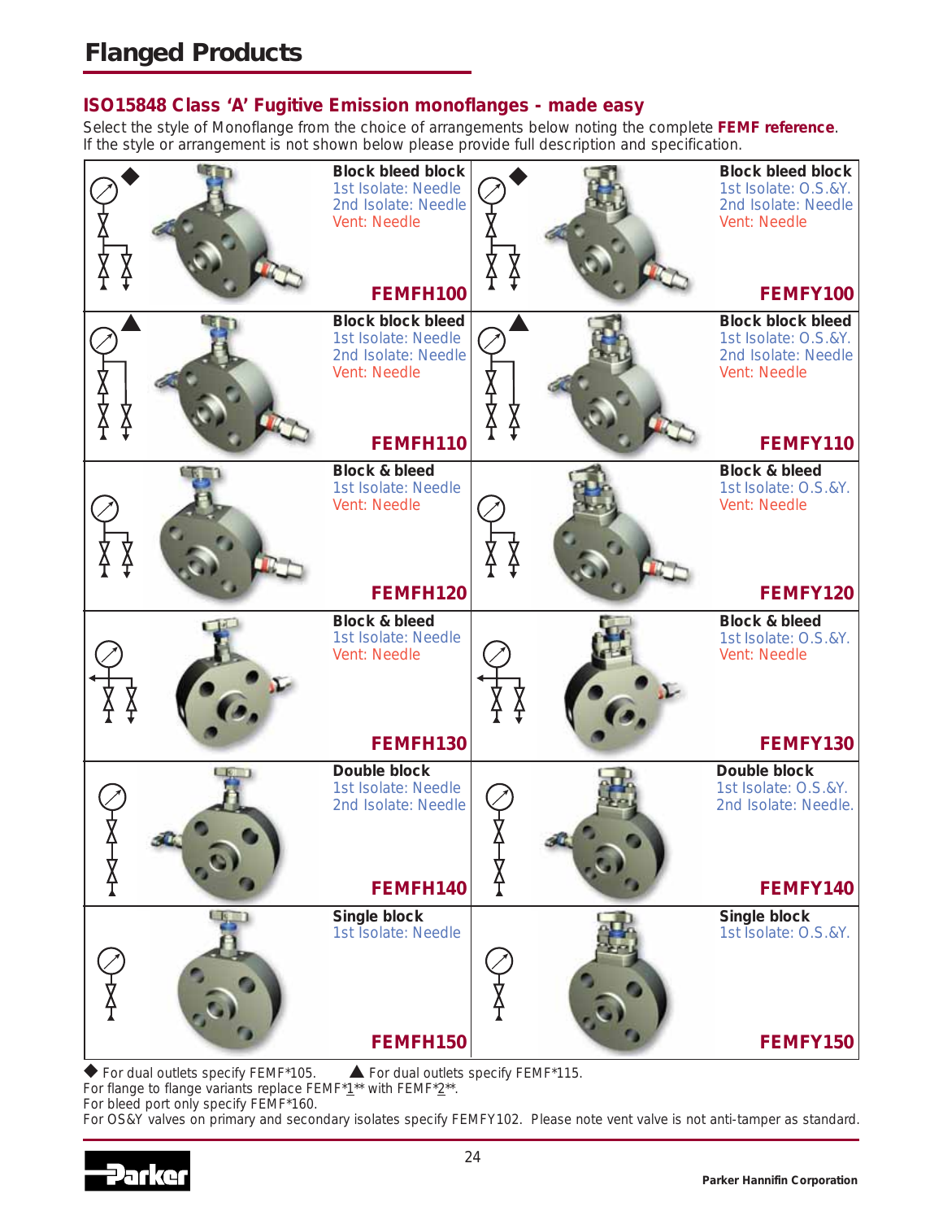# Flanged Products

## ISO15848 Class 'A' Fugitive Emission monoflanges - made easy

Select the style of Monoflange from the choice of arrangements below noting the complete **FEMF reference**.
If the style or arrangement is not shown below please provide full description and specification.

| | |
|---|---|
| ◆ **Block bleed block**<br>1st Isolate: Needle<br>2nd Isolate: Needle<br>Vent: Needle<br>**FEMFH100** | ◆ **Block bleed block**<br>1st Isolate: O.S.&Y.<br>2nd Isolate: Needle<br>Vent: Needle<br>**FEMFY100** |
| ▲ **Block block bleed**<br>1st Isolate: Needle<br>2nd Isolate: Needle<br>Vent: Needle<br>**FEMFH110** | ▲ **Block block bleed**<br>1st Isolate: O.S.&Y.<br>2nd Isolate: Needle<br>Vent: Needle<br>**FEMFY110** |
| **Block & bleed**<br>1st Isolate: Needle<br>Vent: Needle<br>**FEMFH120** | **Block & bleed**<br>1st Isolate: O.S.&Y.<br>Vent: Needle<br>**FEMFY120** |
| **Block & bleed**<br>1st Isolate: Needle<br>Vent: Needle<br>**FEMFH130** | **Block & bleed**<br>1st Isolate: O.S.&Y.<br>Vent: Needle<br>**FEMFY130** |
| **Double block**<br>1st Isolate: Needle<br>2nd Isolate: Needle<br>**FEMFH140** | **Double block**<br>1st Isolate: O.S.&Y.<br>2nd Isolate: Needle.<br>**FEMFY140** |
| **Single block**<br>1st Isolate: Needle<br>**FEMFH150** | **Single block**<br>1st Isolate: O.S.&Y.<br>**FEMFY150** |

◆ For dual outlets specify FEMF*105. ▲ For dual outlets specify FEMF*115.
For flange to flange variants replace FEMF*1** with FEMF*2**.
For bleed port only specify FEMF*160.
For OS&Y valves on primary and secondary isolates specify FEMFY102. Please note vent valve is not anti-tamper as standard.

Parker Hannifin Corporation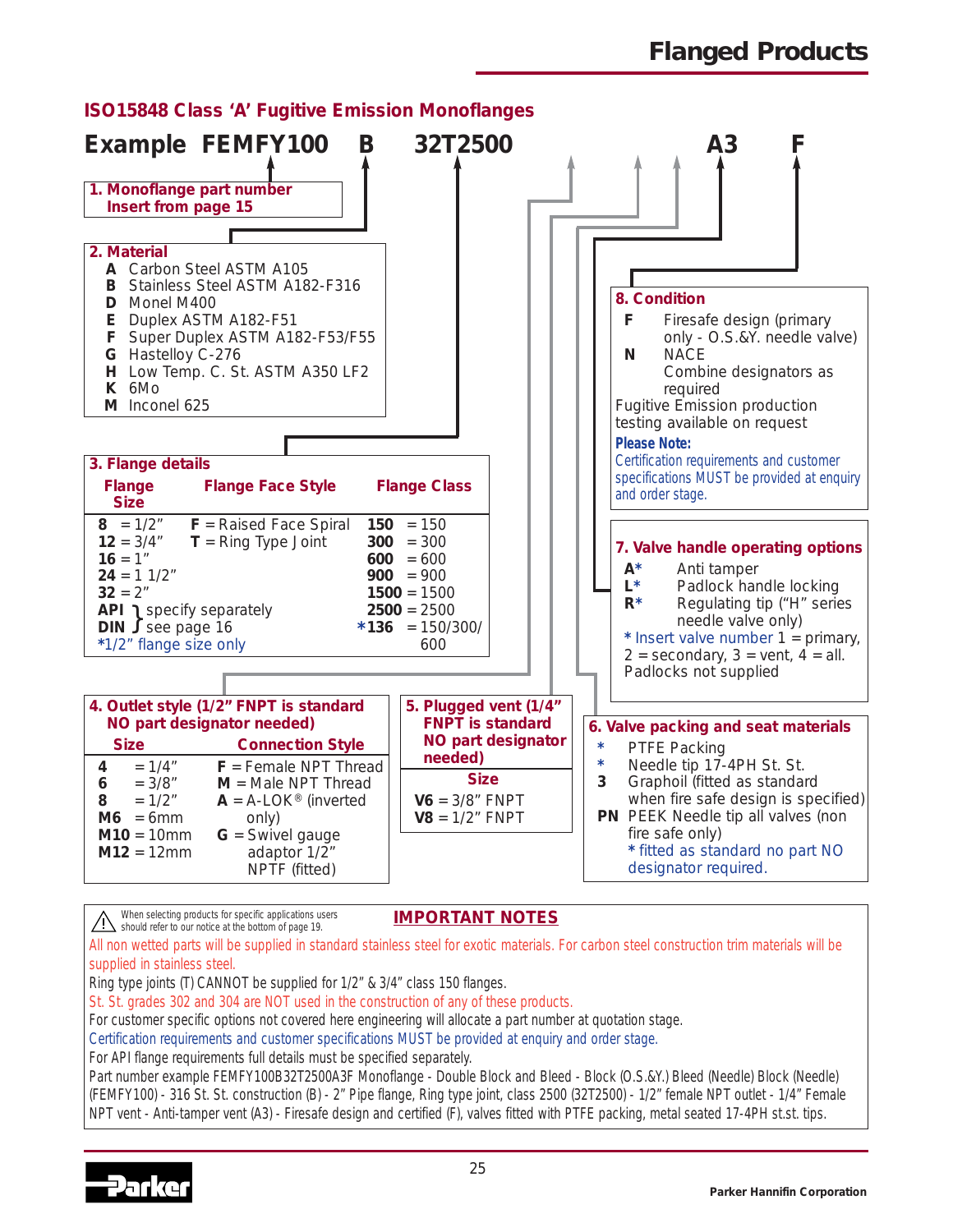# Flanged Products

## ISO15848 Class 'A' Fugitive Emission Monoflanges

**Example FEMFY100 B 32T2500 A3 F**

### 1. Monoflange part number
Insert from page 15

### 2. Material

- **A** Carbon Steel ASTM A105
- **B** Stainless Steel ASTM A182-F316
- **D** Monel M400
- **E** Duplex ASTM A182-F51
- **F** Super Duplex ASTM A182-F53/F55
- **G** Hastelloy C-276
- **H** Low Temp. C. St. ASTM A350 LF2
- **K** 6Mo
- **M** Inconel 625

### 3. Flange details

| Flange Size | Flange Face Style | Flange Class |
|---|---|---|
| **8** = 1/2" | **F** = Raised Face Spiral | **150** = 150 |
| **12** = 3/4" | **T** = Ring Type Joint | **300** = 300 |
| **16** = 1" | | **600** = 600 |
| **24** = 1 1/2" | | **900** = 900 |
| **32** = 2" | | **1500** = 1500 |
| **API** } specify separately | | **2500** = 2500 |
| **DIN** } see page 16 | | ***136** = 150/300/600 |
| *1/2" flange size only | | |

### 4. Outlet style (1/2" FNPT is standard NO part designator needed)

| Size | Connection Style |
|---|---|
| **4** = 1/4" | **F** = Female NPT Thread |
| **6** = 3/8" | **M** = Male NPT Thread |
| **8** = 1/2" | **A** = A-LOK® (inverted only) |
| **M6** = 6mm | **G** = Swivel gauge adaptor 1/2" NPTF (fitted) |
| **M10** = 10mm | |
| **M12** = 12mm | |

### 5. Plugged vent (1/4" FNPT is standard NO part designator needed)

| Size |
|---|
| **V6** = 3/8" FNPT |
| **V8** = 1/2" FNPT |

### 6. Valve packing and seat materials

- ***** PTFE Packing
- ***** Needle tip 17-4PH St. St.
- **3** Graphoil (fitted as standard when fire safe design is specified)
- **PN** PEEK Needle tip all valves (non fire safe only)

\* fitted as standard no part NO designator required.

### 7. Valve handle operating options

- **A*** Anti tamper
- **L*** Padlock handle locking
- **R*** Regulating tip ("H" series needle valve only)

\* Insert valve number 1 = primary, 2 = secondary, 3 = vent, 4 = all.
Padlocks not supplied

### 8. Condition

- **F** Firesafe design (primary only - O.S.&Y. needle valve)
- **N** NACE

Combine designators as required

Fugitive Emission production testing available on request

**Please Note:**
Certification requirements and customer specifications MUST be provided at enquiry and order stage.

## IMPORTANT NOTES

When selecting products for specific applications users should refer to our notice at the bottom of page 19.

All non wetted parts will be supplied in standard stainless steel for exotic materials. For carbon steel construction trim materials will be supplied in stainless steel.

Ring type joints (T) CANNOT be supplied for 1/2" & 3/4" class 150 flanges.

St. St. grades 302 and 304 are NOT used in the construction of any of these products.

For customer specific options not covered here engineering will allocate a part number at quotation stage.

Certification requirements and customer specifications MUST be provided at enquiry and order stage.

For API flange requirements full details must be specified separately.

Part number example FEMFY100B32T2500A3F Monoflange - Double Block and Bleed - Block (O.S.&Y.) Bleed (Needle) Block (Needle) (FEMFY100) - 316 St. St. construction (B) - 2" Pipe flange, Ring type joint, class 2500 (32T2500) - 1/2" female NPT outlet - 1/4" Female NPT vent - Anti-tamper vent (A3) - Firesafe design and certified (F), valves fitted with PTFE packing, metal seated 17-4PH st.st. tips.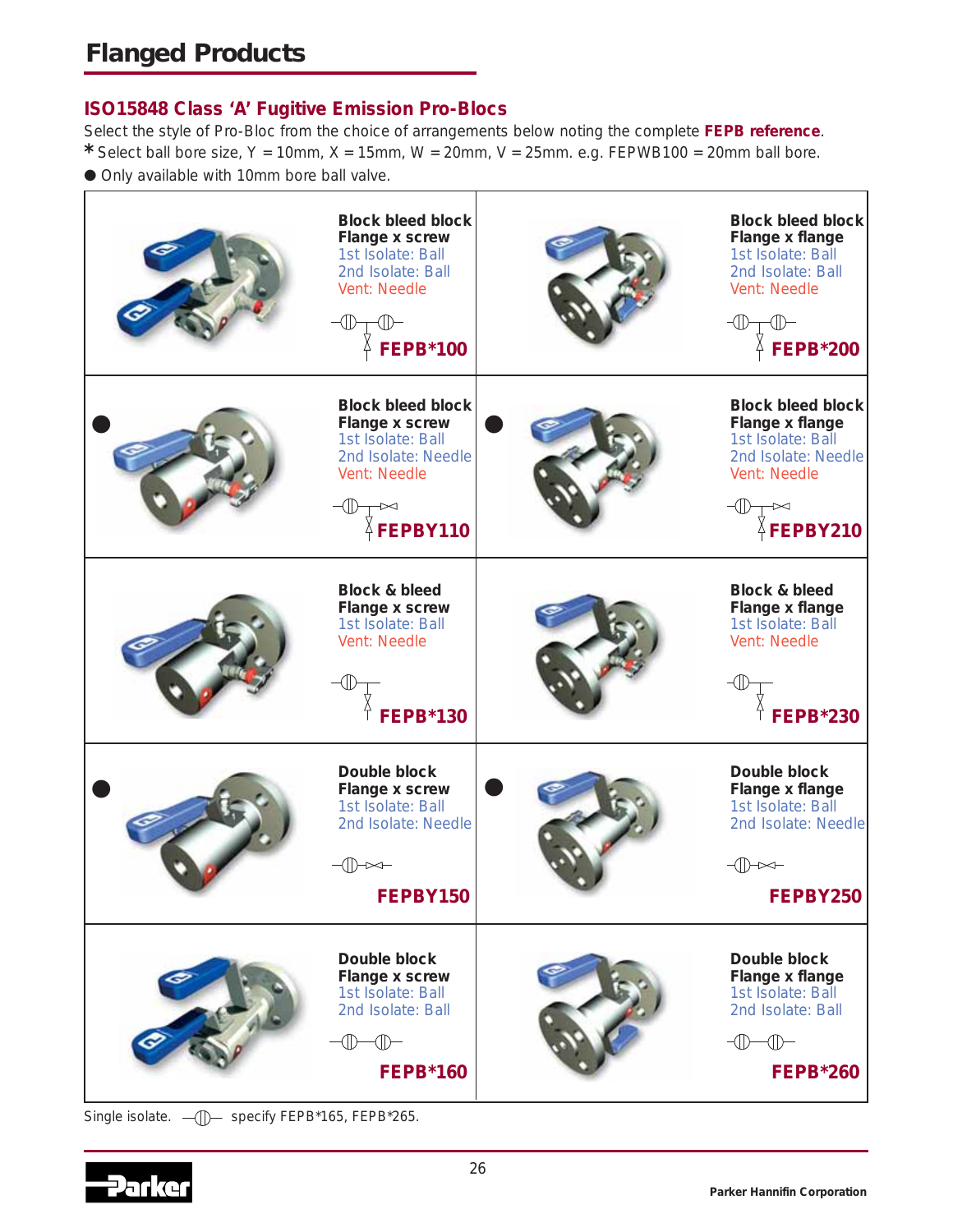## Flanged Products

### ISO15848 Class 'A' Fugitive Emission Pro-Blocs

Select the style of Pro-Bloc from the choice of arrangements below noting the complete **FEPB reference**.

**\*** Select ball bore size, Y = 10mm, X = 15mm, W = 20mm, V = 25mm. e.g. FEPWB100 = 20mm ball bore.

● Only available with 10mm bore ball valve.

| Flange x screw | Flange x flange |
|---|---|
| **Block bleed block**<br>**Flange x screw**<br>1st Isolate: Ball<br>2nd Isolate: Ball<br>Vent: Needle<br>**FEPB*100** | **Block bleed block**<br>**Flange x flange**<br>1st Isolate: Ball<br>2nd Isolate: Ball<br>Vent: Needle<br>**FEPB*200** |
| ● **Block bleed block**<br>**Flange x screw**<br>1st Isolate: Ball<br>2nd Isolate: Needle<br>Vent: Needle<br>**FEPBY110** | ● **Block bleed block**<br>**Flange x flange**<br>1st Isolate: Ball<br>2nd Isolate: Needle<br>Vent: Needle<br>**FEPBY210** |
| **Block & bleed**<br>**Flange x screw**<br>1st Isolate: Ball<br>Vent: Needle<br>**FEPB*130** | **Block & bleed**<br>**Flange x flange**<br>1st Isolate: Ball<br>Vent: Needle<br>**FEPB*230** |
| ● **Double block**<br>**Flange x screw**<br>1st Isolate: Ball<br>2nd Isolate: Needle<br>**FEPBY150** | ● **Double block**<br>**Flange x flange**<br>1st Isolate: Ball<br>2nd Isolate: Needle<br>**FEPBY250** |
| **Double block**<br>**Flange x screw**<br>1st Isolate: Ball<br>2nd Isolate: Ball<br>**FEPB*160** | **Double block**<br>**Flange x flange**<br>1st Isolate: Ball<br>2nd Isolate: Ball<br>**FEPB*260** |

Single isolate. specify FEPB*165, FEPB*265.

Parker Hannifin Corporation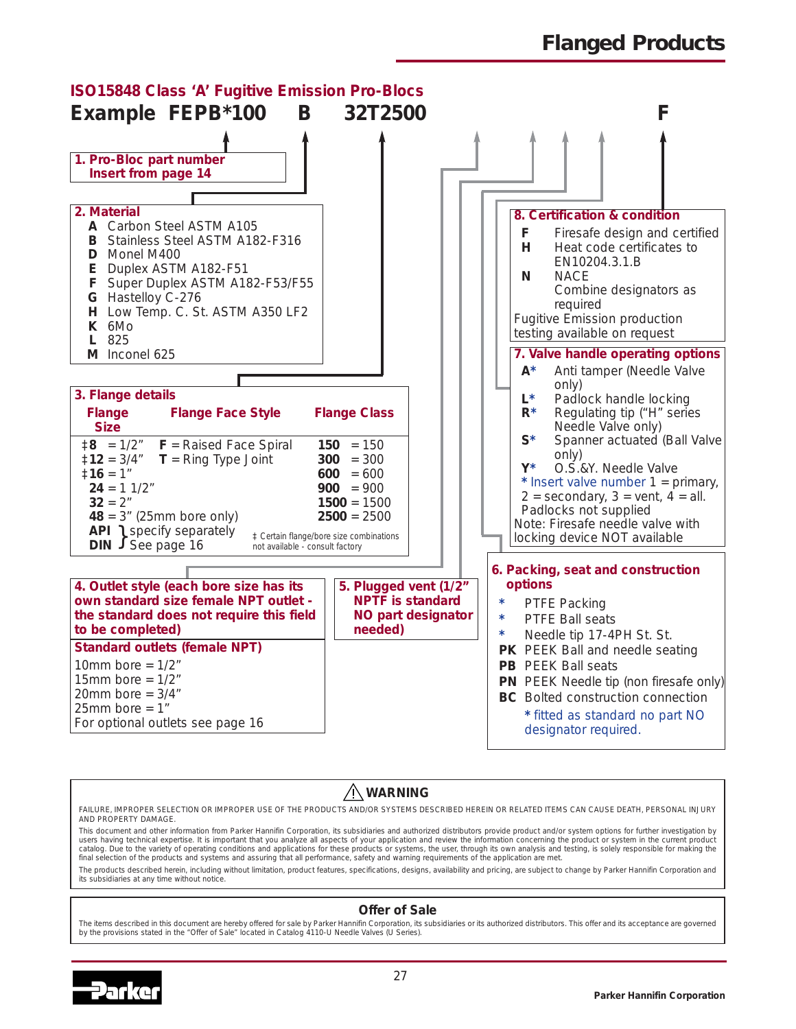# Flanged Products

## ISO15848 Class 'A' Fugitive Emission Pro-Blocs

**Example FEPB*100 B 32T2500 F**

### 1. Pro-Bloc part number

Insert from page 14

### 2. Material

- **A** Carbon Steel ASTM A105
- **B** Stainless Steel ASTM A182-F316
- **D** Monel M400
- **E** Duplex ASTM A182-F51
- **F** Super Duplex ASTM A182-F53/F55
- **G** Hastelloy C-276
- **H** Low Temp. C. St. ASTM A350 LF2
- **K** 6Mo
- **L** 825
- **M** Inconel 625

### 3. Flange details

| Flange Size | Flange Face Style | Flange Class |
|---|---|---|
| ‡**8** = 1/2" | **F** = Raised Face Spiral | **150** = 150 |
| ‡**12** = 3/4" | **T** = Ring Type Joint | **300** = 300 |
| ‡**16** = 1" | | **600** = 600 |
| **24** = 1 1/2" | | **900** = 900 |
| **32** = 2" | | **1500** = 1500 |
| **48** = 3" (25mm bore only) | | **2500** = 2500 |
| **API** / **DIN** } specify separately See page 16 | | |

‡ Certain flange/bore size combinations not available - consult factory

### 4. Outlet style (each bore size has its own standard size female NPT outlet - the standard does not require this field to be completed)

**Standard outlets (female NPT)**

- 10mm bore = 1/2"
- 15mm bore = 1/2"
- 20mm bore = 3/4"
- 25mm bore = 1"

For optional outlets see page 16

### 5. Plugged vent (1/2" NPTF is standard NO part designator needed)

### 6. Packing, seat and construction options

- \* PTFE Packing
- \* PTFE Ball seats
- \* Needle tip 17-4PH St. St.
- **PK** PEEK Ball and needle seating
- **PB** PEEK Ball seats
- **PN** PEEK Needle tip (non firesafe only)
- **BC** Bolted construction connection

\* fitted as standard no part NO designator required.

### 7. Valve handle operating options

- **A*** Anti tamper (Needle Valve only)
- **L*** Padlock handle locking
- **R*** Regulating tip ("H" series Needle Valve only)
- **S*** Spanner actuated (Ball Valve only)
- **Y*** O.S.&Y. Needle Valve

\* Insert valve number 1 = primary, 2 = secondary, 3 = vent, 4 = all.

Padlocks not supplied

Note: Firesafe needle valve with locking device NOT available

### 8. Certification & condition

- **F** Firesafe design and certified
- **H** Heat code certificates to EN10204.3.1.B
- **N** NACE

Combine designators as required

Fugitive Emission production testing available on request

---

## ⚠ WARNING

FAILURE, IMPROPER SELECTION OR IMPROPER USE OF THE PRODUCTS AND/OR SYSTEMS DESCRIBED HEREIN OR RELATED ITEMS CAN CAUSE DEATH, PERSONAL INJURY AND PROPERTY DAMAGE.

This document and other information from Parker Hannifin Corporation, its subsidiaries and authorized distributors provide product and/or system options for further investigation by users having technical expertise. It is important that you analyze all aspects of your application and review the information concerning the product or system in the current product catalog. Due to the variety of operating conditions and applications for these products or systems, the user, through its own analysis and testing, is solely responsible for making the final selection of the products and systems and assuring that all performance, safety and warning requirements of the application are met.

The products described herein, including without limitation, product features, specifications, designs, availability and pricing, are subject to change by Parker Hannifin Corporation and its subsidiaries at any time without notice.

## Offer of Sale

The items described in this document are hereby offered for sale by Parker Hannifin Corporation, its subsidiaries or its authorized distributors. This offer and its acceptance are governed by the provisions stated in the "Offer of Sale" located in Catalog 4110-U Needle Valves (U Series).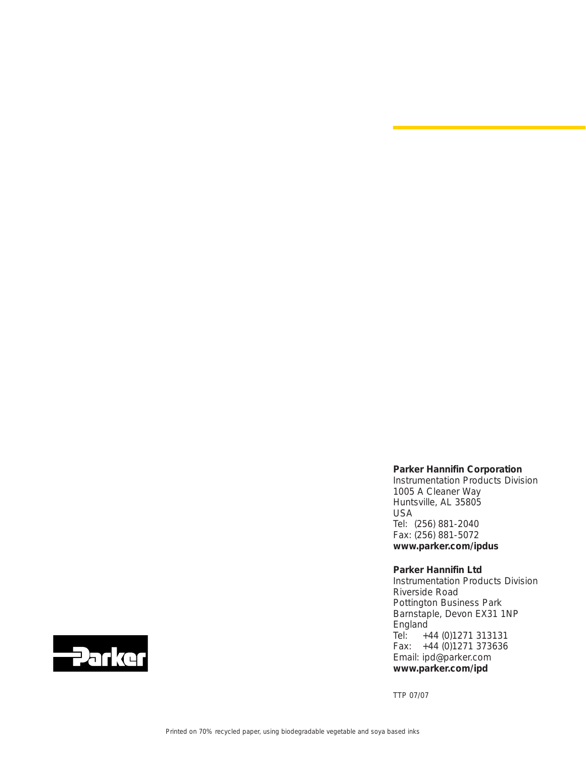**Parker Hannifin Corporation**
Instrumentation Products Division
1005 A Cleaner Way
Huntsville, AL 35805
USA
Tel: (256) 881-2040
Fax: (256) 881-5072
**www.parker.com/ipdus**

**Parker Hannifin Ltd**
Instrumentation Products Division
Riverside Road
Pottington Business Park
Barnstaple, Devon EX31 1NP
England
Tel: +44 (0)1271 313131
Fax: +44 (0)1271 373636
Email: ipd@parker.com
**www.parker.com/ipd**

Parker

TTP 07/07

Printed on 70% recycled paper, using biodegradable vegetable and soya based inks